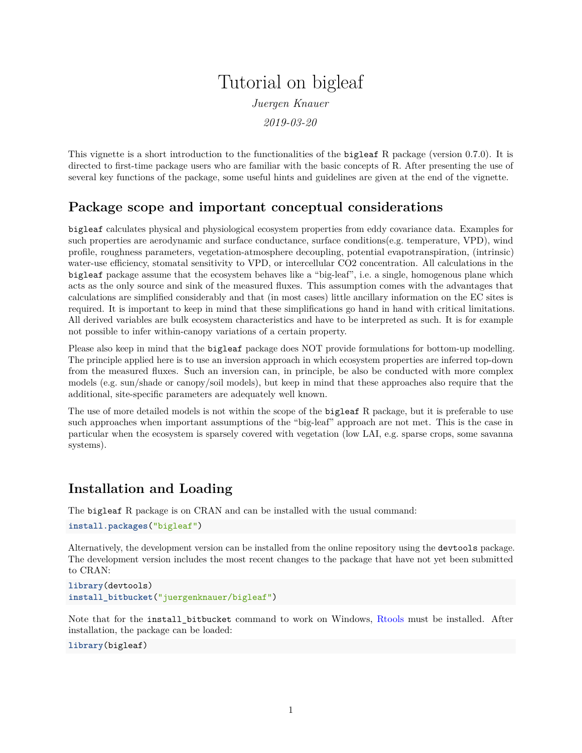# Tutorial on bigleaf

*Juergen Knauer*

*2019-03-20*

This vignette is a short introduction to the functionalities of the `bigleaf` R package (version 0.7.0). It is directed to first-time package users who are familiar with the basic concepts of R. After presenting the use of several key functions of the package, some useful hints and guidelines are given at the end of the vignette.

## Package scope and important conceptual considerations

`bigleaf` calculates physical and physiological ecosystem properties from eddy covariance data. Examples for such properties are aerodynamic and surface conductance, surface conditions(e.g. temperature, VPD), wind profile, roughness parameters, vegetation-atmosphere decoupling, potential evapotranspiration, (intrinsic) water-use efficiency, stomatal sensitivity to VPD, or intercellular CO2 concentration. All calculations in the `bigleaf` package assume that the ecosystem behaves like a "big-leaf", i.e. a single, homogenous plane which acts as the only source and sink of the measured fluxes. This assumption comes with the advantages that calculations are simplified considerably and that (in most cases) little ancillary information on the EC sites is required. It is important to keep in mind that these simplifications go hand in hand with critical limitations. All derived variables are bulk ecosystem characteristics and have to be interpreted as such. It is for example not possible to infer within-canopy variations of a certain property.

Please also keep in mind that the `bigleaf` package does NOT provide formulations for bottom-up modelling. The principle applied here is to use an inversion approach in which ecosystem properties are inferred top-down from the measured fluxes. Such an inversion can, in principle, be also be conducted with more complex models (e.g. sun/shade or canopy/soil models), but keep in mind that these approaches also require that the additional, site-specific parameters are adequately well known.

The use of more detailed models is not within the scope of the `bigleaf` R package, but it is preferable to use such approaches when important assumptions of the "big-leaf" approach are not met. This is the case in particular when the ecosystem is sparsely covered with vegetation (low LAI, e.g. sparse crops, some savanna systems).

## Installation and Loading

The `bigleaf` R package is on CRAN and can be installed with the usual command:

```
install.packages("bigleaf")
```

Alternatively, the development version can be installed from the online repository using the `devtools` package. The development version includes the most recent changes to the package that have not yet been submitted to CRAN:

```
library(devtools)
install_bitbucket("juergenknauer/bigleaf")
```

Note that for the `install_bitbucket` command to work on Windows, Rtools must be installed. After installation, the package can be loaded:

```
library(bigleaf)
```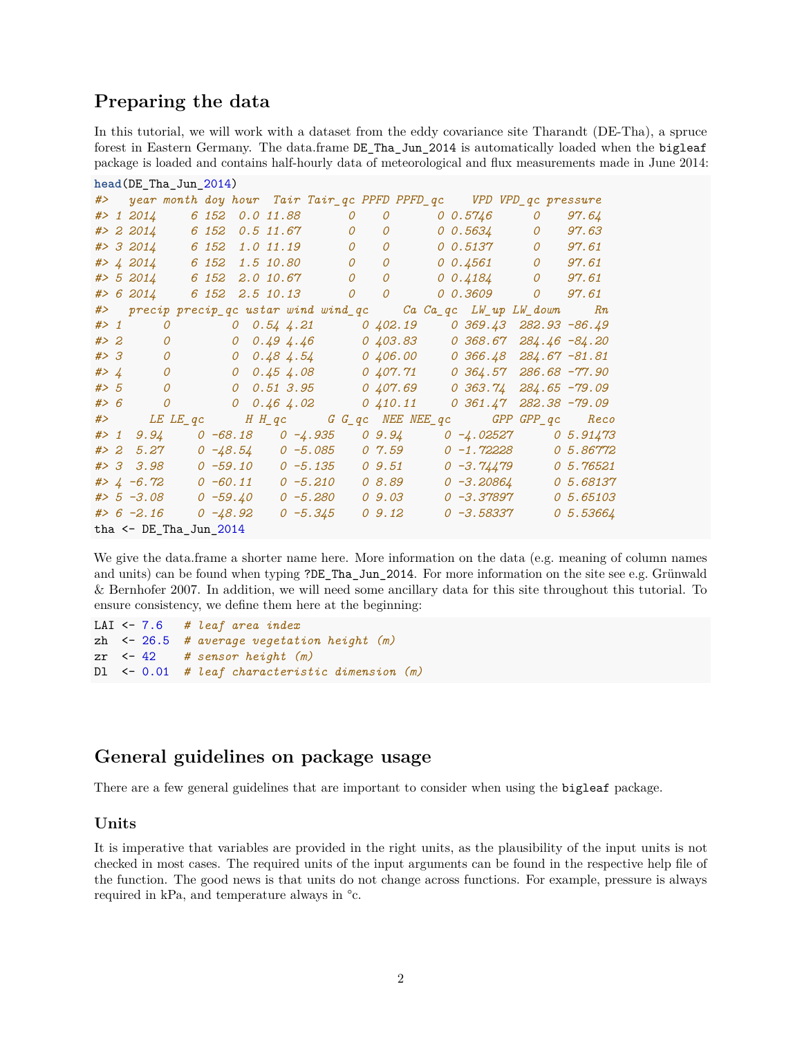## Preparing the data

In this tutorial, we will work with a dataset from the eddy covariance site Tharandt (DE-Tha), a spruce forest in Eastern Germany. The data.frame `DE_Tha_Jun_2014` is automatically loaded when the `bigleaf` package is loaded and contains half-hourly data of meteorological and flux measurements made in June 2014:

```
head(DE_Tha_Jun_2014)
#>   year month doy hour  Tair Tair_qc PPFD PPFD_qc    VPD VPD_qc pressure
#> 1 2014     6 152  0.0 11.88       0    0       0 0.5746      0    97.64
#> 2 2014     6 152  0.5 11.67       0    0       0 0.5634      0    97.63
#> 3 2014     6 152  1.0 11.19       0    0       0 0.5137      0    97.61
#> 4 2014     6 152  1.5 10.80       0    0       0 0.4561      0    97.61
#> 5 2014     6 152  2.0 10.67       0    0       0 0.4184      0    97.61
#> 6 2014     6 152  2.5 10.13       0    0       0 0.3609      0    97.61
#>   precip precip_qc ustar wind wind_qc     Ca Ca_qc  LW_up LW_down     Rn
#> 1      0         0  0.54 4.21       0 402.19     0 369.43  282.93 -86.49
#> 2      0         0  0.49 4.46       0 403.83     0 368.67  284.46 -84.20
#> 3      0         0  0.48 4.54       0 406.00     0 366.48  284.67 -81.81
#> 4      0         0  0.45 4.08       0 407.71     0 364.57  286.68 -77.90
#> 5      0         0  0.51 3.95       0 407.69     0 363.74  284.65 -79.09
#> 6      0         0  0.46 4.02       0 410.11     0 361.47  282.38 -79.09
#>      LE LE_qc      H H_qc      G G_qc  NEE NEE_qc      GPP GPP_qc    Reco
#> 1  9.94     0 -68.18    0 -4.935    0 9.94      0 -4.02527      0 5.91473
#> 2  5.27     0 -48.54    0 -5.085    0 7.59      0 -1.72228      0 5.86772
#> 3  3.98     0 -59.10    0 -5.135    0 9.51      0 -3.74479      0 5.76521
#> 4 -6.72     0 -60.11    0 -5.210    0 8.89      0 -3.20864      0 5.68137
#> 5 -3.08     0 -59.40    0 -5.280    0 9.03      0 -3.37897      0 5.65103
#> 6 -2.16     0 -48.92    0 -5.345    0 9.12      0 -3.58337      0 5.53664
tha <- DE_Tha_Jun_2014
```

We give the data.frame a shorter name here. More information on the data (e.g. meaning of column names and units) can be found when typing `?DE_Tha_Jun_2014`. For more information on the site see e.g. Grünwald & Bernhofer 2007. In addition, we will need some ancillary data for this site throughout this tutorial. To ensure consistency, we define them here at the beginning:

```
LAI <- 7.6   # leaf area index
zh  <- 26.5  # average vegetation height (m)
zr  <- 42    # sensor height (m)
Dl  <- 0.01  # leaf characteristic dimension (m)
```

## General guidelines on package usage

There are a few general guidelines that are important to consider when using the `bigleaf` package.

### Units

It is imperative that variables are provided in the right units, as the plausibility of the input units is not checked in most cases. The required units of the input arguments can be found in the respective help file of the function. The good news is that units do not change across functions. For example, pressure is always required in kPa, and temperature always in °c.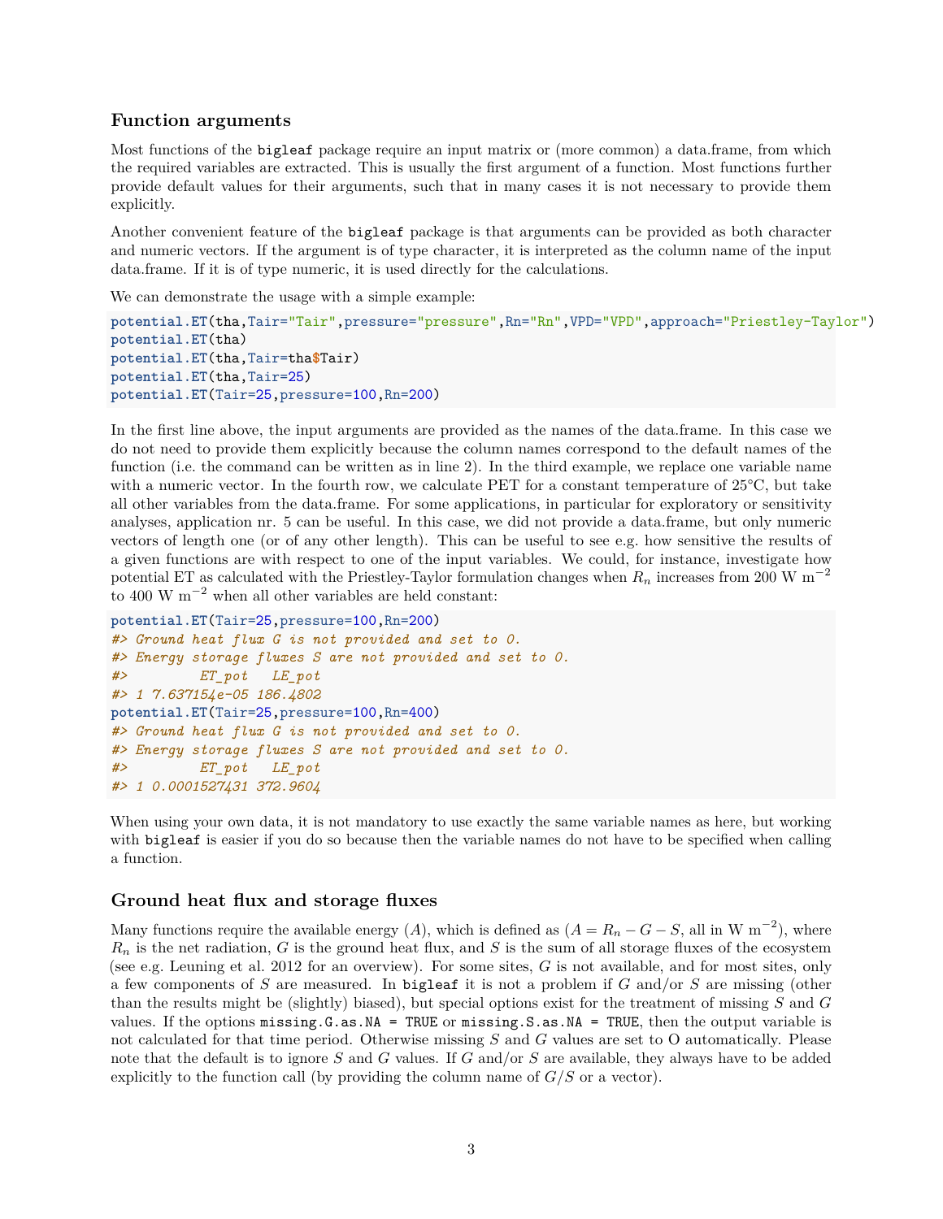### Function arguments

Most functions of the `bigleaf` package require an input matrix or (more common) a data.frame, from which the required variables are extracted. This is usually the first argument of a function. Most functions further provide default values for their arguments, such that in many cases it is not necessary to provide them explicitly.

Another convenient feature of the `bigleaf` package is that arguments can be provided as both character and numeric vectors. If the argument is of type character, it is interpreted as the column name of the input data.frame. If it is of type numeric, it is used directly for the calculations.

We can demonstrate the usage with a simple example:

```
potential.ET(tha,Tair="Tair",pressure="pressure",Rn="Rn",VPD="VPD",approach="Priestley-Taylor")
potential.ET(tha)
potential.ET(tha,Tair=tha$Tair)
potential.ET(tha,Tair=25)
potential.ET(Tair=25,pressure=100,Rn=200)
```

In the first line above, the input arguments are provided as the names of the data.frame. In this case we do not need to provide them explicitly because the column names correspond to the default names of the function (i.e. the command can be written as in line 2). In the third example, we replace one variable name with a numeric vector. In the fourth row, we calculate PET for a constant temperature of 25°C, but take all other variables from the data.frame. For some applications, in particular for exploratory or sensitivity analyses, application nr. 5 can be useful. In this case, we did not provide a data.frame, but only numeric vectors of length one (or of any other length). This can be useful to see e.g. how sensitive the results of a given functions are with respect to one of the input variables. We could, for instance, investigate how potential ET as calculated with the Priestley-Taylor formulation changes when $R_n$ increases from 200 W m$^{-2}$ to 400 W m$^{-2}$ when all other variables are held constant:

```
potential.ET(Tair=25,pressure=100,Rn=200)
#> Ground heat flux G is not provided and set to 0.
#> Energy storage fluxes S are not provided and set to 0.
#>         ET_pot   LE_pot
#> 1 7.637154e-05 186.4802
potential.ET(Tair=25,pressure=100,Rn=400)
#> Ground heat flux G is not provided and set to 0.
#> Energy storage fluxes S are not provided and set to 0.
#>         ET_pot   LE_pot
#> 1 0.0001527431 372.9604
```

When using your own data, it is not mandatory to use exactly the same variable names as here, but working with `bigleaf` is easier if you do so because then the variable names do not have to be specified when calling a function.

### Ground heat flux and storage fluxes

Many functions require the available energy ($A$), which is defined as ($A = R_n - G - S$, all in W m$^{-2}$), where $R_n$ is the net radiation, $G$ is the ground heat flux, and $S$ is the sum of all storage fluxes of the ecosystem (see e.g. Leuning et al. 2012 for an overview). For some sites, $G$ is not available, and for most sites, only a few components of $S$ are measured. In `bigleaf` it is not a problem if $G$ and/or $S$ are missing (other than the results might be (slightly) biased), but special options exist for the treatment of missing $S$ and $G$ values. If the options `missing.G.as.NA = TRUE` or `missing.S.as.NA = TRUE`, then the output variable is not calculated for that time period. Otherwise missing $S$ and $G$ values are set to O automatically. Please note that the default is to ignore $S$ and $G$ values. If $G$ and/or $S$ are available, they always have to be added explicitly to the function call (by providing the column name of $G$/$S$ or a vector).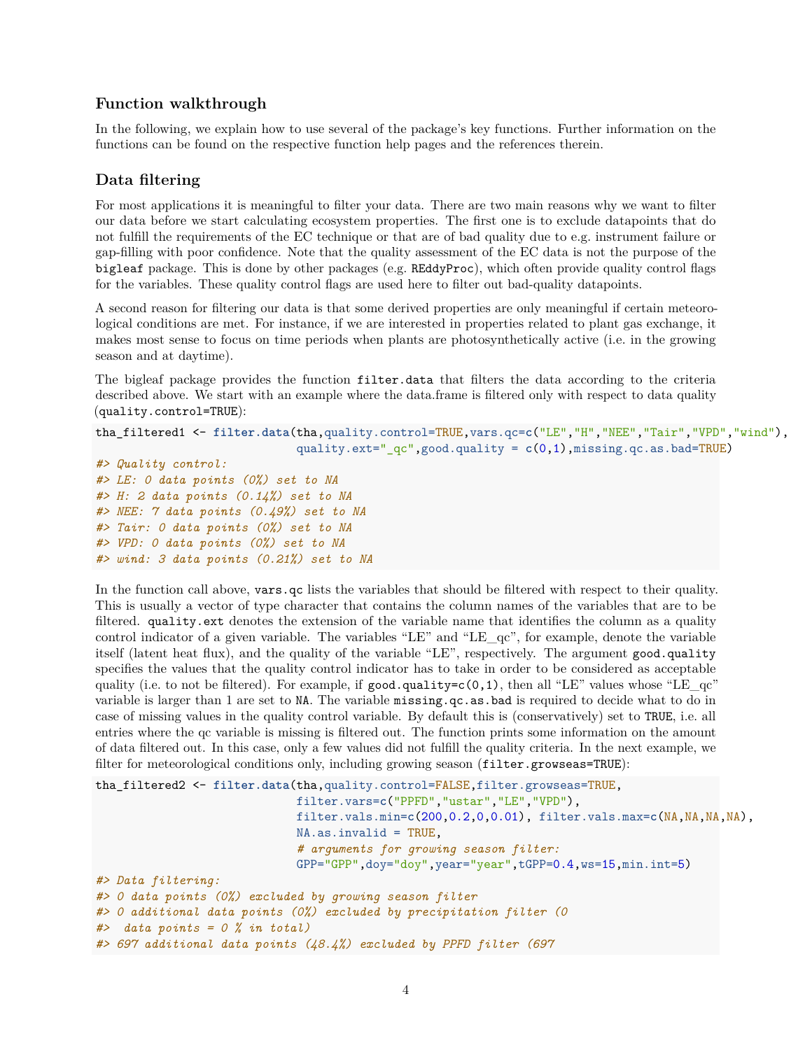## Function walkthrough

In the following, we explain how to use several of the package's key functions. Further information on the functions can be found on the respective function help pages and the references therein.

## Data filtering

For most applications it is meaningful to filter your data. There are two main reasons why we want to filter our data before we start calculating ecosystem properties. The first one is to exclude datapoints that do not fulfill the requirements of the EC technique or that are of bad quality due to e.g. instrument failure or gap-filling with poor confidence. Note that the quality assessment of the EC data is not the purpose of the `bigleaf` package. This is done by other packages (e.g. `REddyProc`), which often provide quality control flags for the variables. These quality control flags are used here to filter out bad-quality datapoints.

A second reason for filtering our data is that some derived properties are only meaningful if certain meteorological conditions are met. For instance, if we are interested in properties related to plant gas exchange, it makes most sense to focus on time periods when plants are photosynthetically active (i.e. in the growing season and at daytime).

The bigleaf package provides the function `filter.data` that filters the data according to the criteria described above. We start with an example where the data.frame is filtered only with respect to data quality (`quality.control=TRUE`):

```
tha_filtered1 <- filter.data(tha,quality.control=TRUE,vars.qc=c("LE","H","NEE","Tair","VPD","wind"),
                             quality.ext="_qc",good.quality = c(0,1),missing.qc.as.bad=TRUE)
#> Quality control:
#> LE: 0 data points (0%) set to NA
#> H: 2 data points (0.14%) set to NA
#> NEE: 7 data points (0.49%) set to NA
#> Tair: 0 data points (0%) set to NA
#> VPD: 0 data points (0%) set to NA
#> wind: 3 data points (0.21%) set to NA
```

In the function call above, `vars.qc` lists the variables that should be filtered with respect to their quality. This is usually a vector of type character that contains the column names of the variables that are to be filtered. `quality.ext` denotes the extension of the variable name that identifies the column as a quality control indicator of a given variable. The variables "LE" and "LE_qc", for example, denote the variable itself (latent heat flux), and the quality of the variable "LE", respectively. The argument `good.quality` specifies the values that the quality control indicator has to take in order to be considered as acceptable quality (i.e. to not be filtered). For example, if `good.quality=c(0,1)`, then all "LE" values whose "LE_qc" variable is larger than 1 are set to `NA`. The variable `missing.qc.as.bad` is required to decide what to do in case of missing values in the quality control variable. By default this is (conservatively) set to `TRUE`, i.e. all entries where the qc variable is missing is filtered out. The function prints some information on the amount of data filtered out. In this case, only a few values did not fulfill the quality criteria. In the next example, we filter for meteorological conditions only, including growing season (`filter.growseas=TRUE`):

```
tha_filtered2 <- filter.data(tha,quality.control=FALSE,filter.growseas=TRUE,
                             filter.vars=c("PPFD","ustar","LE","VPD"),
                             filter.vals.min=c(200,0.2,0,0.01), filter.vals.max=c(NA,NA,NA,NA),
                             NA.as.invalid = TRUE,
                             # arguments for growing season filter:
                             GPP="GPP",doy="doy",year="year",tGPP=0.4,ws=15,min.int=5)
#> Data filtering:
#> 0 data points (0%) excluded by growing season filter
#> 0 additional data points (0%) excluded by precipitation filter (0
#>  data points = 0 % in total)
#> 697 additional data points (48.4%) excluded by PPFD filter (697
```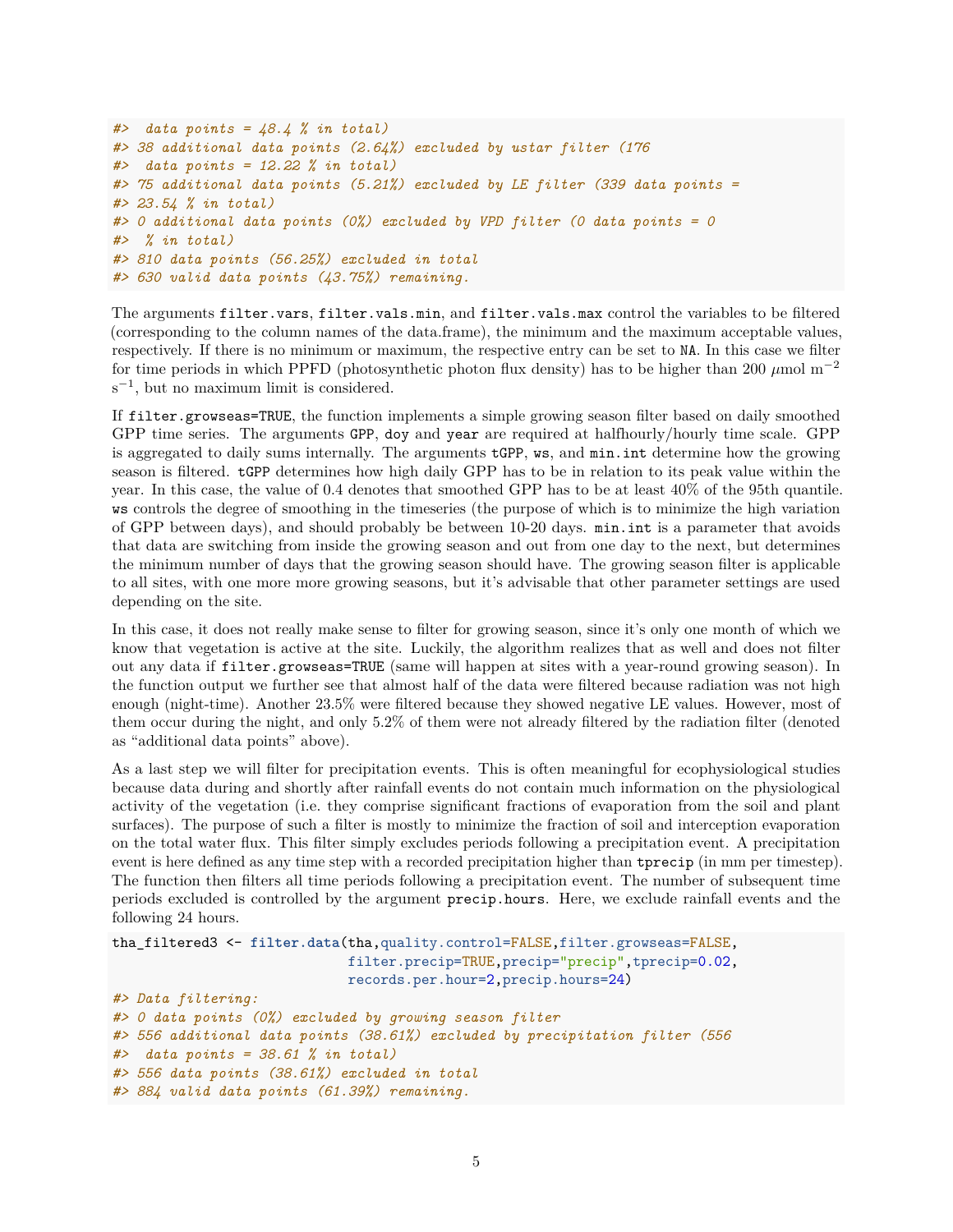```
#>  data points = 48.4 % in total)
#> 38 additional data points (2.64%) excluded by ustar filter (176
#>  data points = 12.22 % in total)
#> 75 additional data points (5.21%) excluded by LE filter (339 data points =
#> 23.54 % in total)
#> 0 additional data points (0%) excluded by VPD filter (0 data points = 0
#>  % in total)
#> 810 data points (56.25%) excluded in total
#> 630 valid data points (43.75%) remaining.
```

The arguments `filter.vars`, `filter.vals.min`, and `filter.vals.max` control the variables to be filtered (corresponding to the column names of the data.frame), the minimum and the maximum acceptable values, respectively. If there is no minimum or maximum, the respective entry can be set to `NA`. In this case we filter for time periods in which PPFD (photosynthetic photon flux density) has to be higher than 200 $\mu$mol m$^{-2}$ s$^{-1}$, but no maximum limit is considered.

If `filter.growseas=TRUE`, the function implements a simple growing season filter based on daily smoothed GPP time series. The arguments `GPP`, `doy` and `year` are required at halfhourly/hourly time scale. GPP is aggregated to daily sums internally. The arguments `tGPP`, `ws`, and `min.int` determine how the growing season is filtered. `tGPP` determines how high daily GPP has to be in relation to its peak value within the year. In this case, the value of 0.4 denotes that smoothed GPP has to be at least 40% of the 95th quantile. `ws` controls the degree of smoothing in the timeseries (the purpose of which is to minimize the high variation of GPP between days), and should probably be between 10-20 days. `min.int` is a parameter that avoids that data are switching from inside the growing season and out from one day to the next, but determines the minimum number of days that the growing season should have. The growing season filter is applicable to all sites, with one more more growing seasons, but it's advisable that other parameter settings are used depending on the site.

In this case, it does not really make sense to filter for growing season, since it's only one month of which we know that vegetation is active at the site. Luckily, the algorithm realizes that as well and does not filter out any data if `filter.growseas=TRUE` (same will happen at sites with a year-round growing season). In the function output we further see that almost half of the data were filtered because radiation was not high enough (night-time). Another 23.5% were filtered because they showed negative LE values. However, most of them occur during the night, and only 5.2% of them were not already filtered by the radiation filter (denoted as "additional data points" above).

As a last step we will filter for precipitation events. This is often meaningful for ecophysiological studies because data during and shortly after rainfall events do not contain much information on the physiological activity of the vegetation (i.e. they comprise significant fractions of evaporation from the soil and plant surfaces). The purpose of such a filter is mostly to minimize the fraction of soil and interception evaporation on the total water flux. This filter simply excludes periods following a precipitation event. A precipitation event is here defined as any time step with a recorded precipitation higher than `tprecip` (in mm per timestep). The function then filters all time periods following a precipitation event. The number of subsequent time periods excluded is controlled by the argument `precip.hours`. Here, we exclude rainfall events and the following 24 hours.

```
tha_filtered3 <- filter.data(tha,quality.control=FALSE,filter.growseas=FALSE,
                             filter.precip=TRUE,precip="precip",tprecip=0.02,
                             records.per.hour=2,precip.hours=24)
#> Data filtering:
#> 0 data points (0%) excluded by growing season filter
#> 556 additional data points (38.61%) excluded by precipitation filter (556
#>  data points = 38.61 % in total)
#> 556 data points (38.61%) excluded in total
#> 884 valid data points (61.39%) remaining.
```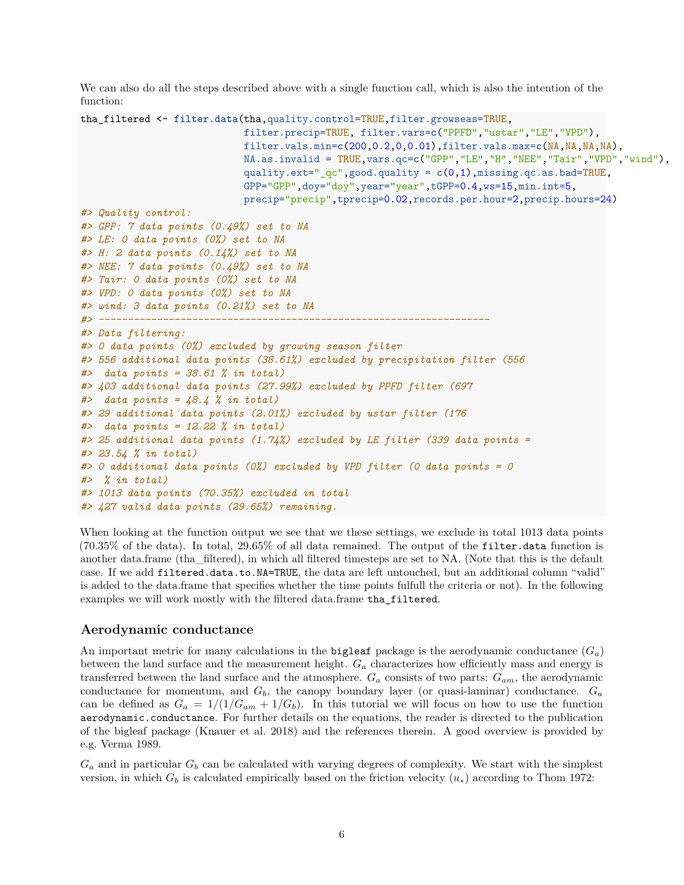We can also do all the steps described above with a single function call, which is also the intention of the function:

```
tha_filtered <- filter.data(tha,quality.control=TRUE,filter.growseas=TRUE,
                            filter.precip=TRUE, filter.vars=c("PPFD","ustar","LE","VPD"),
                            filter.vals.min=c(200,0.2,0,0.01),filter.vals.max=c(NA,NA,NA,NA),
                            NA.as.invalid = TRUE,vars.qc=c("GPP","LE","H","NEE","Tair","VPD","wind"),
                            quality.ext="_qc",good.quality = c(0,1),missing.qc.as.bad=TRUE,
                            GPP="GPP",doy="doy",year="year",tGPP=0.4,ws=15,min.int=5,
                            precip="precip",tprecip=0.02,records.per.hour=2,precip.hours=24)
#> Quality control:
#> GPP: 7 data points (0.49%) set to NA
#> LE: 0 data points (0%) set to NA
#> H: 2 data points (0.14%) set to NA
#> NEE: 7 data points (0.49%) set to NA
#> Tair: 0 data points (0%) set to NA
#> VPD: 0 data points (0%) set to NA
#> wind: 3 data points (0.21%) set to NA
#> -------------------------------------------------------------------
#> Data filtering:
#> 0 data points (0%) excluded by growing season filter
#> 556 additional data points (38.61%) excluded by precipitation filter (556
#>  data points = 38.61 % in total)
#> 403 additional data points (27.99%) excluded by PPFD filter (697
#>  data points = 48.4 % in total)
#> 29 additional data points (2.01%) excluded by ustar filter (176
#>  data points = 12.22 % in total)
#> 25 additional data points (1.74%) excluded by LE filter (339 data points =
#> 23.54 % in total)
#> 0 additional data points (0%) excluded by VPD filter (0 data points = 0
#>  % in total)
#> 1013 data points (70.35%) excluded in total
#> 427 valid data points (29.65%) remaining.
```

When looking at the function output we see that we these settings, we exclude in total 1013 data points (70.35% of the data). In total, 29.65% of all data remained. The output of the `filter.data` function is another data.frame (tha_filtered), in which all filtered timesteps are set to NA. (Note that this is the default case. If we add `filtered.data.to.NA=TRUE`, the data are left untouched, but an additional column "valid" is added to the data.frame that specifies whether the time points fulfull the criteria or not). In the following examples we will work mostly with the filtered data.frame `tha_filtered`.

## Aerodynamic conductance

An important metric for many calculations in the `bigleaf` package is the aerodynamic conductance ($G_a$) between the land surface and the measurement height. $G_a$ characterizes how efficiently mass and energy is transferred between the land surface and the atmosphere. $G_a$ consists of two parts: $G_{am}$, the aerodynamic conductance for momentum, and $G_b$, the canopy boundary layer (or quasi-laminar) conductance. $G_a$ can be defined as $G_a = 1/(1/G_{am} + 1/G_b)$. In this tutorial we will focus on how to use the function `aerodynamic.conductance`. For further details on the equations, the reader is directed to the publication of the bigleaf package (Knauer et al. 2018) and the references therein. A good overview is provided by e.g. Verma 1989.

$G_a$ and in particular $G_b$ can be calculated with varying degrees of complexity. We start with the simplest version, in which $G_b$ is calculated empirically based on the friction velocity ($u_*$) according to Thom 1972: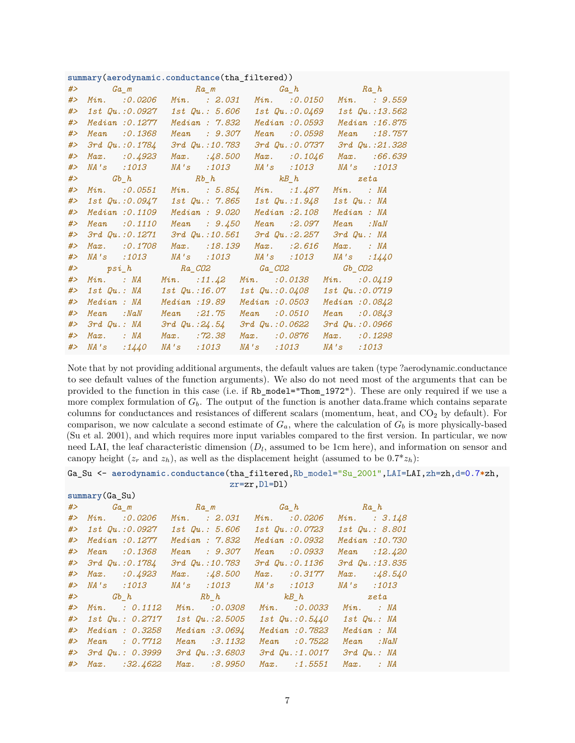```r
summary(aerodynamic.conductance(tha_filtered))
#>       Ga_m             Ra_m             Ga_h             Ra_h       
#>  Min.   :0.0206   Min.   : 2.031   Min.   :0.0150   Min.   : 9.559  
#>  1st Qu.:0.0927   1st Qu.: 5.606   1st Qu.:0.0469   1st Qu.:13.562  
#>  Median :0.1277   Median : 7.832   Median :0.0593   Median :16.875  
#>  Mean   :0.1368   Mean   : 9.307   Mean   :0.0598   Mean   :18.757  
#>  3rd Qu.:0.1784   3rd Qu.:10.783   3rd Qu.:0.0737   3rd Qu.:21.328  
#>  Max.   :0.4923   Max.   :48.500   Max.   :0.1046   Max.   :66.639  
#>  NA's   :1013     NA's   :1013     NA's   :1013     NA's   :1013    
#>       Gb_h             Rb_h             kB_h            zeta     
#>  Min.   :0.0551   Min.   : 5.854   Min.   :1.487   Min.   : NA   
#>  1st Qu.:0.0947   1st Qu.: 7.865   1st Qu.:1.948   1st Qu.: NA   
#>  Median :0.1109   Median : 9.020   Median :2.108   Median : NA   
#>  Mean   :0.1110   Mean   : 9.450   Mean   :2.097   Mean   :NaN   
#>  3rd Qu.:0.1271   3rd Qu.:10.561   3rd Qu.:2.257   3rd Qu.: NA   
#>  Max.   :0.1708   Max.   :18.139   Max.   :2.616   Max.   : NA   
#>  NA's   :1013     NA's   :1013     NA's   :1013    NA's   :1440  
#>      psi_h          Ra_CO2          Ga_CO2           Gb_CO2      
#>  Min.   : NA    Min.   :11.42   Min.   :0.0138   Min.   :0.0419  
#>  1st Qu.: NA    1st Qu.:16.07   1st Qu.:0.0408   1st Qu.:0.0719  
#>  Median : NA    Median :19.89   Median :0.0503   Median :0.0842  
#>  Mean   :NaN    Mean   :21.75   Mean   :0.0510   Mean   :0.0843  
#>  3rd Qu.: NA    3rd Qu.:24.54   3rd Qu.:0.0622   3rd Qu.:0.0966  
#>  Max.   : NA    Max.   :72.38   Max.   :0.0876   Max.   :0.1298  
#>  NA's   :1440   NA's   :1013    NA's   :1013     NA's   :1013
```

Note that by not providing additional arguments, the default values are taken (type ?aerodynamic.conductance to see default values of the function arguments). We also do not need most of the arguments that can be provided to the function in this case (i.e. if `Rb_model="Thom_1972"`). These are only required if we use a more complex formulation of $G_b$. The output of the function is another data.frame which contains separate columns for conductances and resistances of different scalars (momentum, heat, and $CO_2$ by default). For comparison, we now calculate a second estimate of $G_a$, where the calculation of $G_b$ is more physically-based (Su et al. 2001), and which requires more input variables compared to the first version. In particular, we now need LAI, the leaf characteristic dimension ($D_l$, assumed to be 1cm here), and information on sensor and canopy height ($z_r$ and $z_h$), as well as the displacement height (assumed to be 0.7*$z_h$):

```r
Ga_Su <- aerodynamic.conductance(tha_filtered,Rb_model="Su_2001",LAI=LAI,zh=zh,d=0.7*zh,
                                 zr=zr,Dl=Dl)
summary(Ga_Su)
#>       Ga_m             Ra_m             Ga_h             Ra_h       
#>  Min.   :0.0206   Min.   : 2.031   Min.   :0.0206   Min.   : 3.148  
#>  1st Qu.:0.0927   1st Qu.: 5.606   1st Qu.:0.0723   1st Qu.: 8.801  
#>  Median :0.1277   Median : 7.832   Median :0.0932   Median :10.730  
#>  Mean   :0.1368   Mean   : 9.307   Mean   :0.0933   Mean   :12.420  
#>  3rd Qu.:0.1784   3rd Qu.:10.783   3rd Qu.:0.1136   3rd Qu.:13.835  
#>  Max.   :0.4923   Max.   :48.500   Max.   :0.3177   Max.   :48.540  
#>  NA's   :1013     NA's   :1013     NA's   :1013     NA's   :1013    
#>       Gb_h              Rb_h             kB_h             zeta     
#>  Min.   : 0.1112   Min.   :0.0308   Min.   :0.0033   Min.   : NA   
#>  1st Qu.: 0.2717   1st Qu.:2.5005   1st Qu.:0.5440   1st Qu.: NA   
#>  Median : 0.3258   Median :3.0694   Median :0.7823   Median : NA   
#>  Mean   : 0.7712   Mean   :3.1132   Mean   :0.7522   Mean   :NaN   
#>  3rd Qu.: 0.3999   3rd Qu.:3.6803   3rd Qu.:1.0017   3rd Qu.: NA   
#>  Max.   :32.4622   Max.   :8.9950   Max.   :1.5551   Max.   : NA
```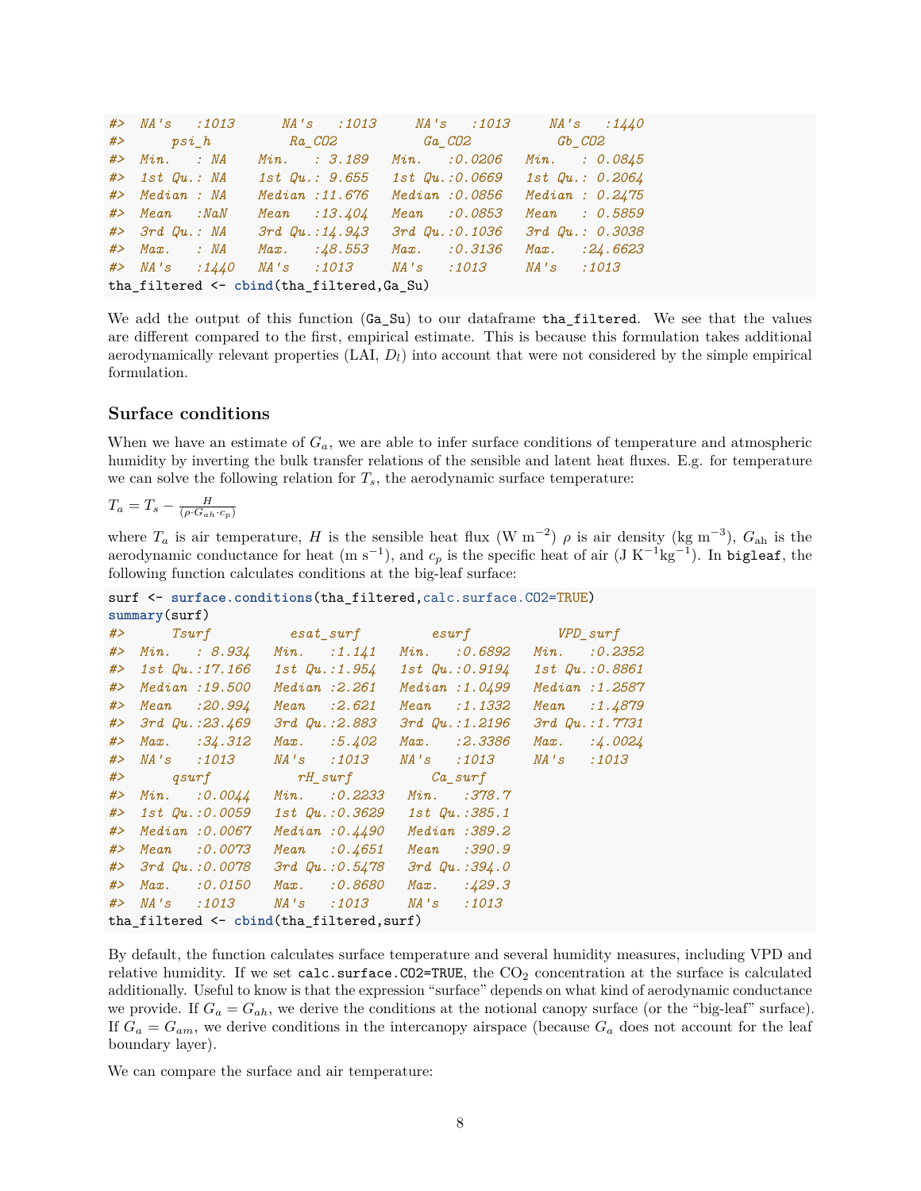```
#>  NA's   :1013      NA's   :1013     NA's   :1013     NA's   :1440
#>      psi_h           Ra_CO2           Ga_CO2           Gb_CO2
#>  Min.   : NA    Min.   : 3.189   Min.   :0.0206   Min.   : 0.0845
#>  1st Qu.: NA    1st Qu.: 9.655   1st Qu.:0.0669   1st Qu.: 0.2064
#>  Median : NA    Median :11.676   Median :0.0856   Median : 0.2475
#>  Mean   :NaN    Mean   :13.404   Mean   :0.0853   Mean   : 0.5859
#>  3rd Qu.: NA    3rd Qu.:14.943   3rd Qu.:0.1036   3rd Qu.: 0.3038
#>  Max.   : NA    Max.   :48.553   Max.   :0.3136   Max.   :24.6623
#>  NA's   :1440   NA's   :1013     NA's   :1013     NA's   :1013
tha_filtered <- cbind(tha_filtered,Ga_Su)
```

We add the output of this function (`Ga_Su`) to our dataframe `tha_filtered`. We see that the values are different compared to the first, empirical estimate. This is because this formulation takes additional aerodynamically relevant properties (LAI, $D_l$) into account that were not considered by the simple empirical formulation.

### Surface conditions

When we have an estimate of $G_a$, we are able to infer surface conditions of temperature and atmospheric humidity by inverting the bulk transfer relations of the sensible and latent heat fluxes. E.g. for temperature we can solve the following relation for $T_s$, the aerodynamic surface temperature:

$T_a = T_s - \frac{H}{(\rho \cdot G_{ah} \cdot c_p)}$

where $T_a$ is air temperature, $H$ is the sensible heat flux (W m$^{-2}$) $\rho$ is air density (kg m$^{-3}$), $G_{\mathrm{ah}}$ is the aerodynamic conductance for heat (m s$^{-1}$), and $c_p$ is the specific heat of air (J K$^{-1}$kg$^{-1}$). In `bigleaf`, the following function calculates conditions at the big-leaf surface:

```
surf <- surface.conditions(tha_filtered,calc.surface.CO2=TRUE)
summary(surf)
#>      Tsurf          esat_surf         esurf           VPD_surf
#>  Min.   : 8.934   Min.   :1.141   Min.   :0.6892   Min.   :0.2352
#>  1st Qu.:17.166   1st Qu.:1.954   1st Qu.:0.9194   1st Qu.:0.8861
#>  Median :19.500   Median :2.261   Median :1.0499   Median :1.2587
#>  Mean   :20.994   Mean   :2.621   Mean   :1.1332   Mean   :1.4879
#>  3rd Qu.:23.469   3rd Qu.:2.883   3rd Qu.:1.2196   3rd Qu.:1.7731
#>  Max.   :34.312   Max.   :5.402   Max.   :2.3386   Max.   :4.0024
#>  NA's   :1013     NA's   :1013    NA's   :1013     NA's   :1013
#>      qsurf           rH_surf          Ca_surf
#>  Min.   :0.0044   Min.   :0.2233   Min.   :378.7
#>  1st Qu.:0.0059   1st Qu.:0.3629   1st Qu.:385.1
#>  Median :0.0067   Median :0.4490   Median :389.2
#>  Mean   :0.0073   Mean   :0.4651   Mean   :390.9
#>  3rd Qu.:0.0078   3rd Qu.:0.5478   3rd Qu.:394.0
#>  Max.   :0.0150   Max.   :0.8680   Max.   :429.3
#>  NA's   :1013     NA's   :1013     NA's   :1013
tha_filtered <- cbind(tha_filtered,surf)
```

By default, the function calculates surface temperature and several humidity measures, including VPD and relative humidity. If we set `calc.surface.CO2=TRUE`, the $CO_2$ concentration at the surface is calculated additionally. Useful to know is that the expression "surface" depends on what kind of aerodynamic conductance we provide. If $G_a = G_{ah}$, we derive the conditions at the notional canopy surface (or the "big-leaf" surface). If $G_a = G_{am}$, we derive conditions in the intercanopy airspace (because $G_a$ does not account for the leaf boundary layer).

We can compare the surface and air temperature: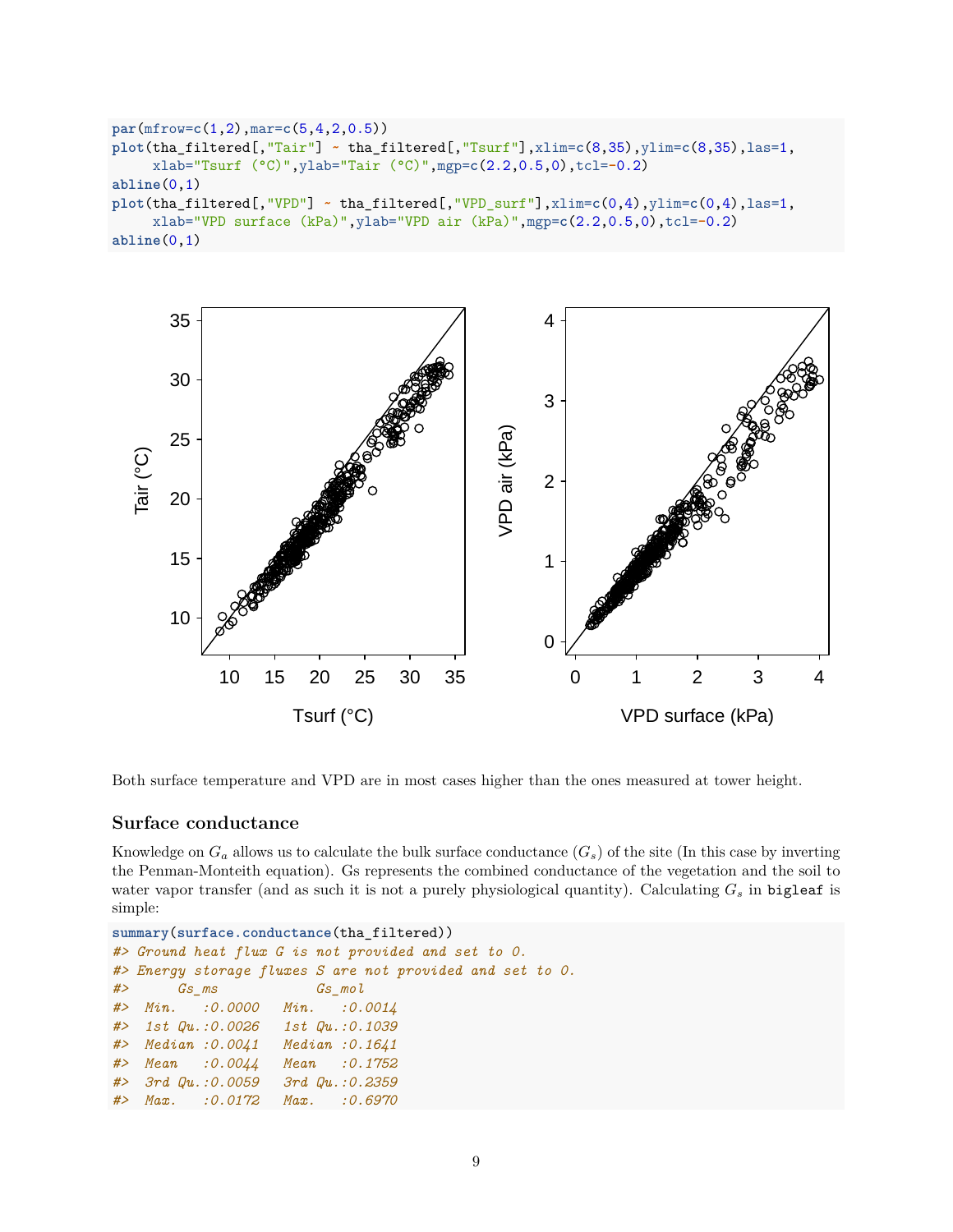```r
par(mfrow=c(1,2),mar=c(5,4,2,0.5))
plot(tha_filtered[,"Tair"] ~ tha_filtered[,"Tsurf"],xlim=c(8,35),ylim=c(8,35),las=1,
     xlab="Tsurf (°C)",ylab="Tair (°C)",mgp=c(2.2,0.5,0),tcl=-0.2)
abline(0,1)
plot(tha_filtered[,"VPD"] ~ tha_filtered[,"VPD_surf"],xlim=c(0,4),ylim=c(0,4),las=1,
     xlab="VPD surface (kPa)",ylab="VPD air (kPa)",mgp=c(2.2,0.5,0),tcl=-0.2)
abline(0,1)
```

Both surface temperature and VPD are in most cases higher than the ones measured at tower height.

### Surface conductance

Knowledge on $G_a$ allows us to calculate the bulk surface conductance ($G_s$) of the site (In this case by inverting the Penman-Monteith equation). Gs represents the combined conductance of the vegetation and the soil to water vapor transfer (and as such it is not a purely physiological quantity). Calculating $G_s$ in `bigleaf` is simple:

```r
summary(surface.conductance(tha_filtered))
#> Ground heat flux G is not provided and set to 0.
#> Energy storage fluxes S are not provided and set to 0.
#>      Gs_ms             Gs_mol
#>  Min.   :0.0000   Min.   :0.0014
#>  1st Qu.:0.0026   1st Qu.:0.1039
#>  Median :0.0041   Median :0.1641
#>  Mean   :0.0044   Mean   :0.1752
#>  3rd Qu.:0.0059   3rd Qu.:0.2359
#>  Max.   :0.0172   Max.   :0.6970
```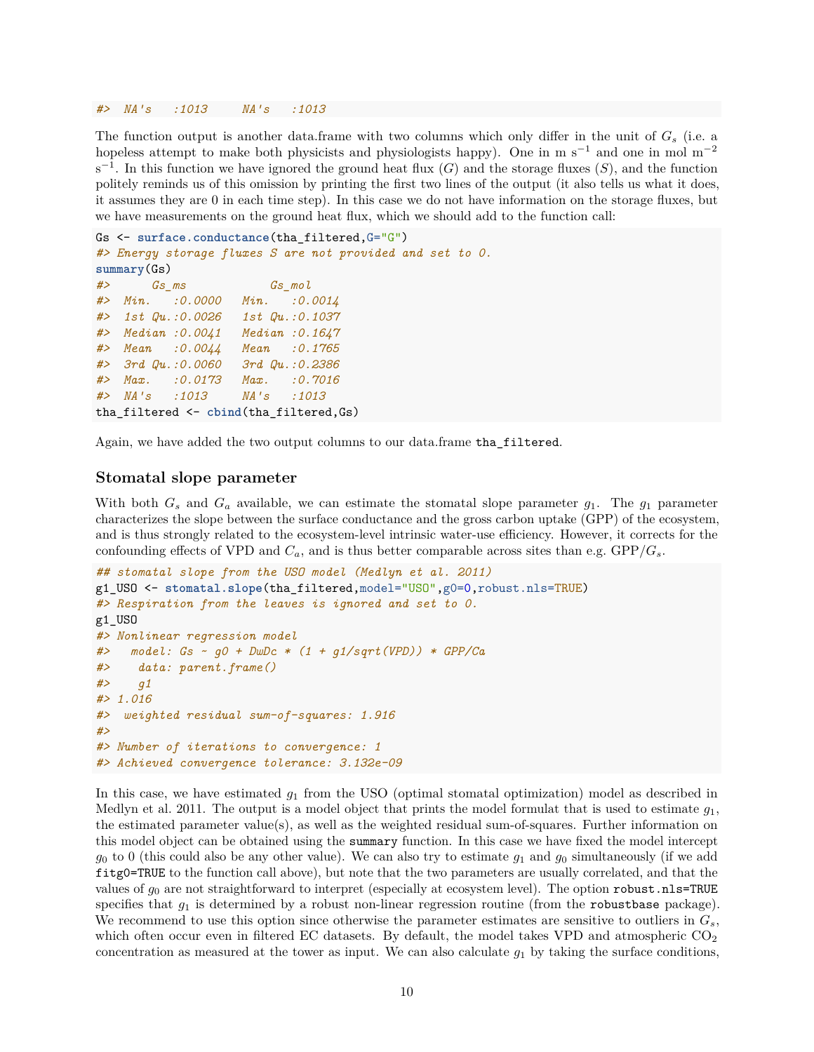```
#>  NA's   :1013     NA's   :1013
```

The function output is another data.frame with two columns which only differ in the unit of $G_s$ (i.e. a hopeless attempt to make both physicists and physiologists happy). One in m $s^{-1}$ and one in mol $m^{-2}$ $s^{-1}$. In this function we have ignored the ground heat flux ($G$) and the storage fluxes ($S$), and the function politely reminds us of this omission by printing the first two lines of the output (it also tells us what it does, it assumes they are 0 in each time step). In this case we do not have information on the storage fluxes, but we have measurements on the ground heat flux, which we should add to the function call:

```
Gs <- surface.conductance(tha_filtered,G="G")
#> Energy storage fluxes S are not provided and set to 0.
summary(Gs)
#>      Gs_ms            Gs_mol
#>  Min.   :0.0000   Min.   :0.0014
#>  1st Qu.:0.0026   1st Qu.:0.1037
#>  Median :0.0041   Median :0.1647
#>  Mean   :0.0044   Mean   :0.1765
#>  3rd Qu.:0.0060   3rd Qu.:0.2386
#>  Max.   :0.0173   Max.   :0.7016
#>  NA's   :1013     NA's   :1013
tha_filtered <- cbind(tha_filtered,Gs)
```

Again, we have added the two output columns to our data.frame `tha_filtered`.

### Stomatal slope parameter

With both $G_s$ and $G_a$ available, we can estimate the stomatal slope parameter $g_1$. The $g_1$ parameter characterizes the slope between the surface conductance and the gross carbon uptake (GPP) of the ecosystem, and is thus strongly related to the ecosystem-level intrinsic water-use efficiency. However, it corrects for the confounding effects of VPD and $C_a$, and is thus better comparable across sites than e.g. GPP/$G_s$.

```
## stomatal slope from the USO model (Medlyn et al. 2011)
g1_USO <- stomatal.slope(tha_filtered,model="USO",g0=0,robust.nls=TRUE)
#> Respiration from the leaves is ignored and set to 0.
g1_USO
#> Nonlinear regression model
#>   model: Gs ~ g0 + DwDc * (1 + g1/sqrt(VPD)) * GPP/Ca
#>    data: parent.frame()
#>    g1
#> 1.016
#>  weighted residual sum-of-squares: 1.916
#>
#> Number of iterations to convergence: 1
#> Achieved convergence tolerance: 3.132e-09
```

In this case, we have estimated $g_1$ from the USO (optimal stomatal optimization) model as described in Medlyn et al. 2011. The output is a model object that prints the model formulat that is used to estimate $g_1$, the estimated parameter value(s), as well as the weighted residual sum-of-squares. Further information on this model object can be obtained using the `summary` function. In this case we have fixed the model intercept $g_0$ to 0 (this could also be any other value). We can also try to estimate $g_1$ and $g_0$ simultaneously (if we add `fitg0=TRUE` to the function call above), but note that the two parameters are usually correlated, and that the values of $g_0$ are not straightforward to interpret (especially at ecosystem level). The option `robust.nls=TRUE` specifies that $g_1$ is determined by a robust non-linear regression routine (from the `robustbase` package). We recommend to use this option since otherwise the parameter estimates are sensitive to outliers in $G_s$, which often occur even in filtered EC datasets. By default, the model takes VPD and atmospheric $CO_2$ concentration as measured at the tower as input. We can also calculate $g_1$ by taking the surface conditions,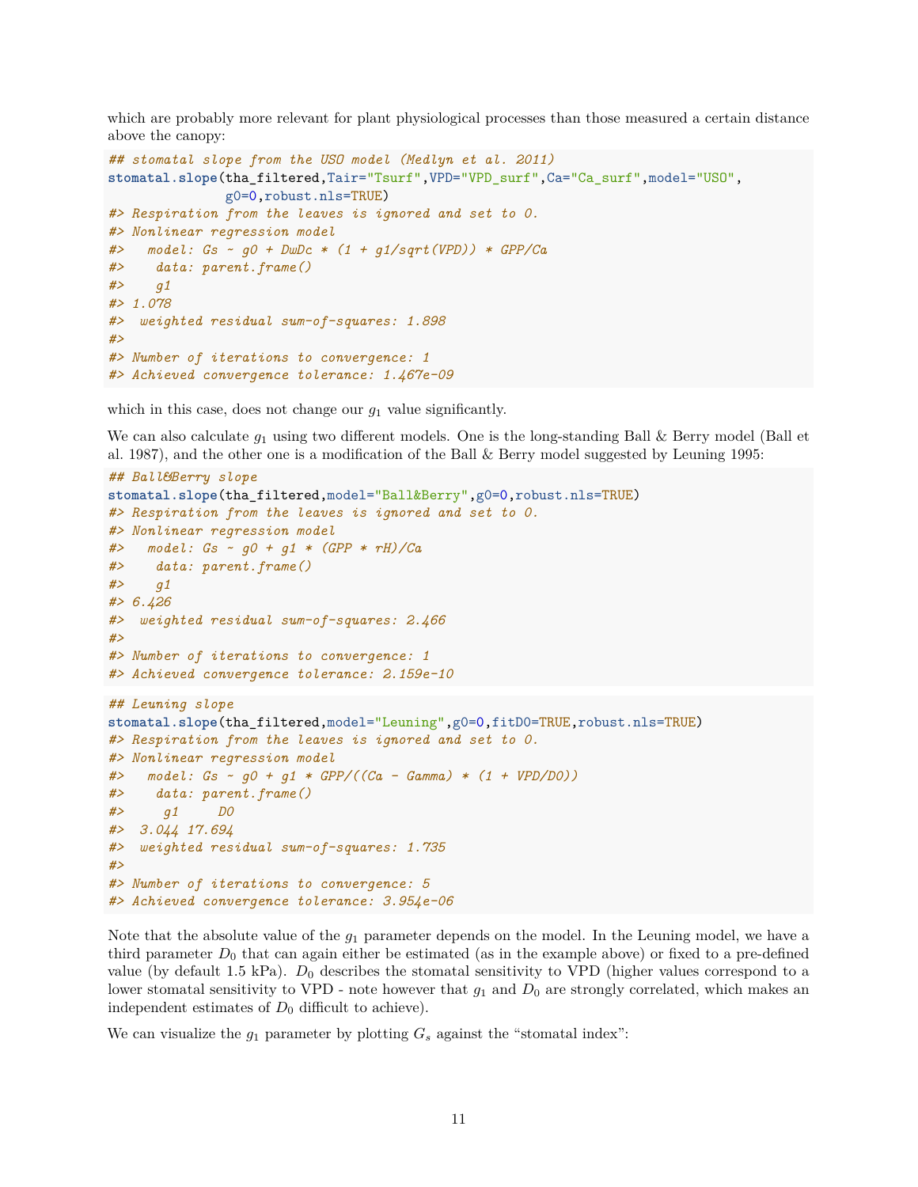which are probably more relevant for plant physiological processes than those measured a certain distance above the canopy:

```
## stomatal slope from the USO model (Medlyn et al. 2011)
stomatal.slope(tha_filtered,Tair="Tsurf",VPD="VPD_surf",Ca="Ca_surf",model="USO",
               g0=0,robust.nls=TRUE)
#> Respiration from the leaves is ignored and set to 0.
#> Nonlinear regression model
#>   model: Gs ~ g0 + DwDc * (1 + g1/sqrt(VPD)) * GPP/Ca
#>    data: parent.frame()
#>    g1
#> 1.078
#>  weighted residual sum-of-squares: 1.898
#>
#> Number of iterations to convergence: 1
#> Achieved convergence tolerance: 1.467e-09
```

which in this case, does not change our $g_1$ value significantly.

We can also calculate $g_1$ using two different models. One is the long-standing Ball & Berry model (Ball et al. 1987), and the other one is a modification of the Ball & Berry model suggested by Leuning 1995:

```
## Ball&Berry slope
stomatal.slope(tha_filtered,model="Ball&Berry",g0=0,robust.nls=TRUE)
#> Respiration from the leaves is ignored and set to 0.
#> Nonlinear regression model
#>   model: Gs ~ g0 + g1 * (GPP * rH)/Ca
#>    data: parent.frame()
#>    g1
#> 6.426
#>  weighted residual sum-of-squares: 2.466
#>
#> Number of iterations to convergence: 1
#> Achieved convergence tolerance: 2.159e-10
```

```
## Leuning slope
stomatal.slope(tha_filtered,model="Leuning",g0=0,fitD0=TRUE,robust.nls=TRUE)
#> Respiration from the leaves is ignored and set to 0.
#> Nonlinear regression model
#>   model: Gs ~ g0 + g1 * GPP/((Ca - Gamma) * (1 + VPD/D0))
#>    data: parent.frame()
#>     g1     D0
#>  3.044 17.694
#>  weighted residual sum-of-squares: 1.735
#>
#> Number of iterations to convergence: 5
#> Achieved convergence tolerance: 3.954e-06
```

Note that the absolute value of the $g_1$ parameter depends on the model. In the Leuning model, we have a third parameter $D_0$ that can again either be estimated (as in the example above) or fixed to a pre-defined value (by default 1.5 kPa). $D_0$ describes the stomatal sensitivity to VPD (higher values correspond to a lower stomatal sensitivity to VPD - note however that $g_1$ and $D_0$ are strongly correlated, which makes an independent estimates of $D_0$ difficult to achieve).

We can visualize the $g_1$ parameter by plotting $G_s$ against the "stomatal index":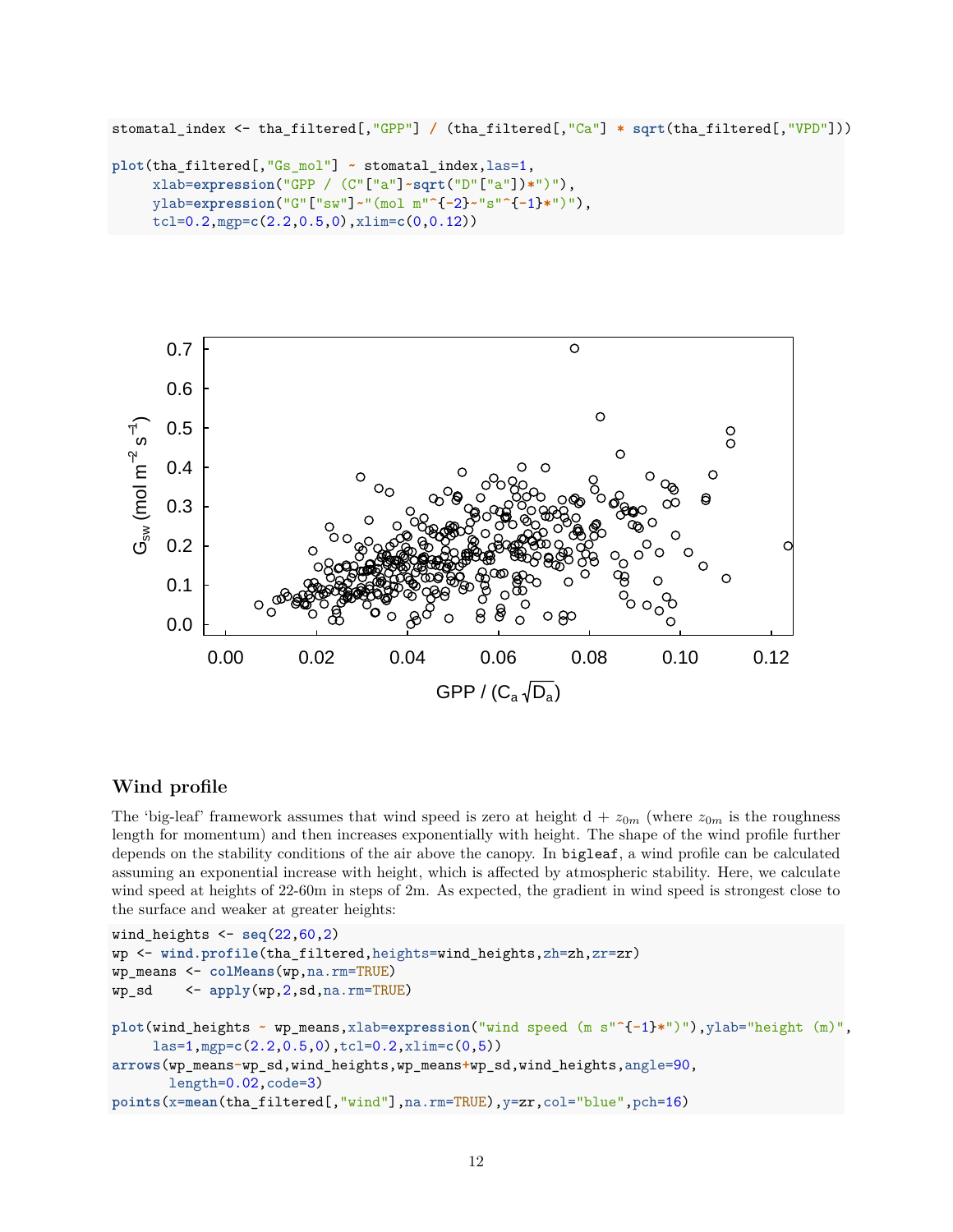```
stomatal_index <- tha_filtered[,"GPP"] / (tha_filtered[,"Ca"] * sqrt(tha_filtered[,"VPD"]))

plot(tha_filtered[,"Gs_mol"] ~ stomatal_index,las=1,
     xlab=expression("GPP / (C"["a"]~sqrt("D"["a"])*")"),
     ylab=expression("G"["sw"]~"(mol m"^{-2}~"s"^{-1}*")"),
     tcl=0.2,mgp=c(2.2,0.5,0),xlim=c(0,0.12))
```

### Wind profile

The 'big-leaf' framework assumes that wind speed is zero at height d + $z_{0m}$ (where $z_{0m}$ is the roughness length for momentum) and then increases exponentially with height. The shape of the wind profile further depends on the stability conditions of the air above the canopy. In `bigleaf`, a wind profile can be calculated assuming an exponential increase with height, which is affected by atmospheric stability. Here, we calculate wind speed at heights of 22-60m in steps of 2m. As expected, the gradient in wind speed is strongest close to the surface and weaker at greater heights:

```
wind_heights <- seq(22,60,2)
wp <- wind.profile(tha_filtered,heights=wind_heights,zh=zh,zr=zr)
wp_means <- colMeans(wp,na.rm=TRUE)
wp_sd    <- apply(wp,2,sd,na.rm=TRUE)

plot(wind_heights ~ wp_means,xlab=expression("wind speed (m s"^{-1}*")"),ylab="height (m)",
     las=1,mgp=c(2.2,0.5,0),tcl=0.2,xlim=c(0,5))
arrows(wp_means-wp_sd,wind_heights,wp_means+wp_sd,wind_heights,angle=90,
       length=0.02,code=3)
points(x=mean(tha_filtered[,"wind"],na.rm=TRUE),y=zr,col="blue",pch=16)
```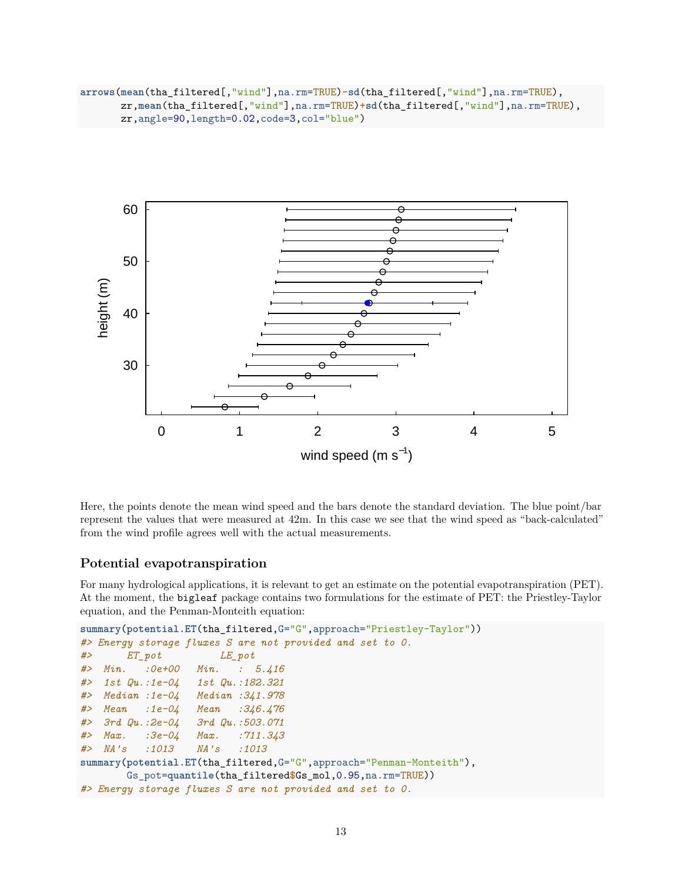```
arrows(mean(tha_filtered[,"wind"],na.rm=TRUE)-sd(tha_filtered[,"wind"],na.rm=TRUE),
       zr,mean(tha_filtered[,"wind"],na.rm=TRUE)+sd(tha_filtered[,"wind"],na.rm=TRUE),
       zr,angle=90,length=0.02,code=3,col="blue")
```

Here, the points denote the mean wind speed and the bars denote the standard deviation. The blue point/bar represent the values that were measured at 42m. In this case we see that the wind speed as "back-calculated" from the wind profile agrees well with the actual measurements.

### Potential evapotranspiration

For many hydrological applications, it is relevant to get an estimate on the potential evapotranspiration (PET). At the moment, the `bigleaf` package contains two formulations for the estimate of PET: the Priestley-Taylor equation, and the Penman-Monteith equation:

```
summary(potential.ET(tha_filtered,G="G",approach="Priestley-Taylor"))
#> Energy storage fluxes S are not provided and set to 0.
#>      ET_pot          LE_pot
#>  Min.   :0e+00   Min.   :  5.416
#>  1st Qu.:1e-04   1st Qu.:182.321
#>  Median :1e-04   Median :341.978
#>  Mean   :1e-04   Mean   :346.476
#>  3rd Qu.:2e-04   3rd Qu.:503.071
#>  Max.   :3e-04   Max.   :711.343
#>  NA's   :1013    NA's   :1013
summary(potential.ET(tha_filtered,G="G",approach="Penman-Monteith"),
        Gs_pot=quantile(tha_filtered$Gs_mol,0.95,na.rm=TRUE))
#> Energy storage fluxes S are not provided and set to 0.
```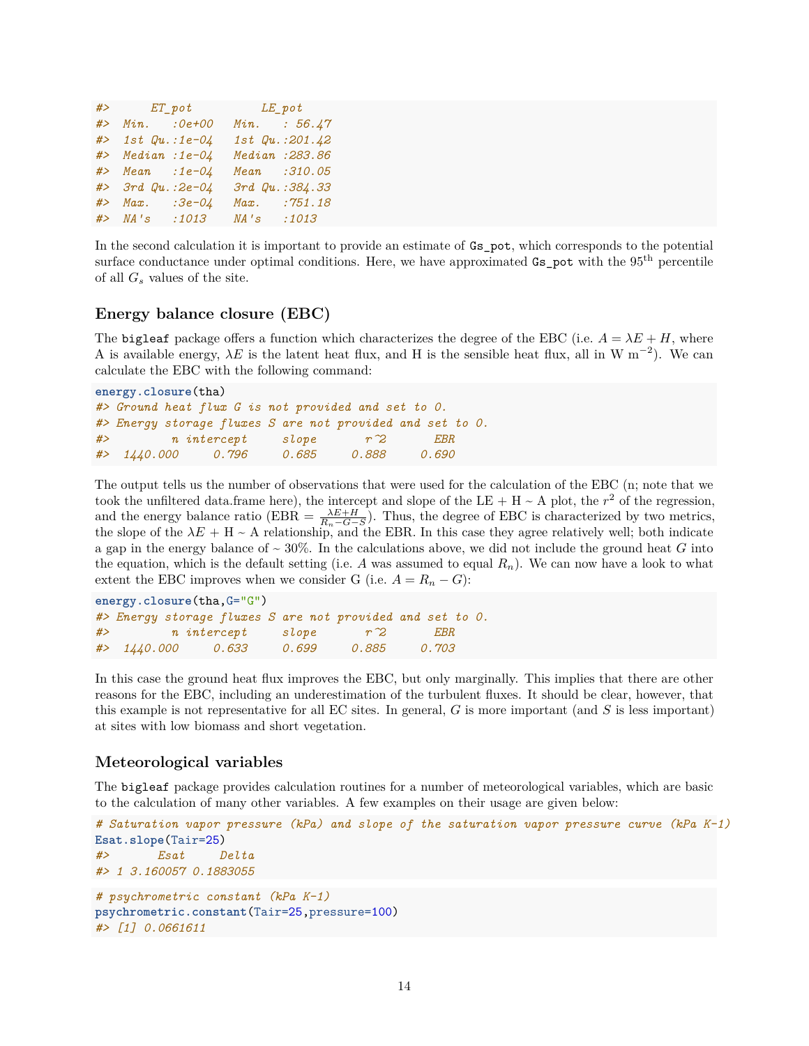```
#>      ET_pot          LE_pot     
#>  Min.   :0e+00   Min.   : 56.47  
#>  1st Qu.:1e-04   1st Qu.:201.42  
#>  Median :1e-04   Median :283.86  
#>  Mean   :1e-04   Mean   :310.05  
#>  3rd Qu.:2e-04   3rd Qu.:384.33  
#>  Max.   :3e-04   Max.   :751.18  
#>  NA's   :1013    NA's   :1013
```

In the second calculation it is important to provide an estimate of `Gs_pot`, which corresponds to the potential surface conductance under optimal conditions. Here, we have approximated `Gs_pot` with the 95$^{\text{th}}$ percentile of all $G_s$ values of the site.

### Energy balance closure (EBC)

The `bigleaf` package offers a function which characterizes the degree of the EBC (i.e. $A = \lambda E + H$, where A is available energy, $\lambda E$ is the latent heat flux, and H is the sensible heat flux, all in W m$^{-2}$). We can calculate the EBC with the following command:

```
energy.closure(tha)
#> Ground heat flux G is not provided and set to 0.
#> Energy storage fluxes S are not provided and set to 0.
#>         n intercept     slope       r^2       EBR 
#>  1440.000     0.796     0.685     0.888     0.690
```

The output tells us the number of observations that were used for the calculation of the EBC (n; note that we took the unfiltered data.frame here), the intercept and slope of the LE + H ~ A plot, the $r^2$ of the regression, and the energy balance ratio (EBR = $\frac{\lambda E + H}{R_n - G - S}$). Thus, the degree of EBC is characterized by two metrics, the slope of the $\lambda E$ + H ~ A relationship, and the EBR. In this case they agree relatively well; both indicate a gap in the energy balance of ~ 30%. In the calculations above, we did not include the ground heat $G$ into the equation, which is the default setting (i.e. $A$ was assumed to equal $R_n$). We can now have a look to what extent the EBC improves when we consider G (i.e. $A = R_n - G$):

```
energy.closure(tha,G="G")
#> Energy storage fluxes S are not provided and set to 0.
#>         n intercept     slope       r^2       EBR 
#>  1440.000     0.633     0.699     0.885     0.703
```

In this case the ground heat flux improves the EBC, but only marginally. This implies that there are other reasons for the EBC, including an underestimation of the turbulent fluxes. It should be clear, however, that this example is not representative for all EC sites. In general, $G$ is more important (and $S$ is less important) at sites with low biomass and short vegetation.

### Meteorological variables

The `bigleaf` package provides calculation routines for a number of meteorological variables, which are basic to the calculation of many other variables. A few examples on their usage are given below:

```
# Saturation vapor pressure (kPa) and slope of the saturation vapor pressure curve (kPa K-1)
Esat.slope(Tair=25)
#>       Esat     Delta
#> 1 3.160057 0.1883055
```

```
# psychrometric constant (kPa K-1)
psychrometric.constant(Tair=25,pressure=100)
#> [1] 0.0661611
```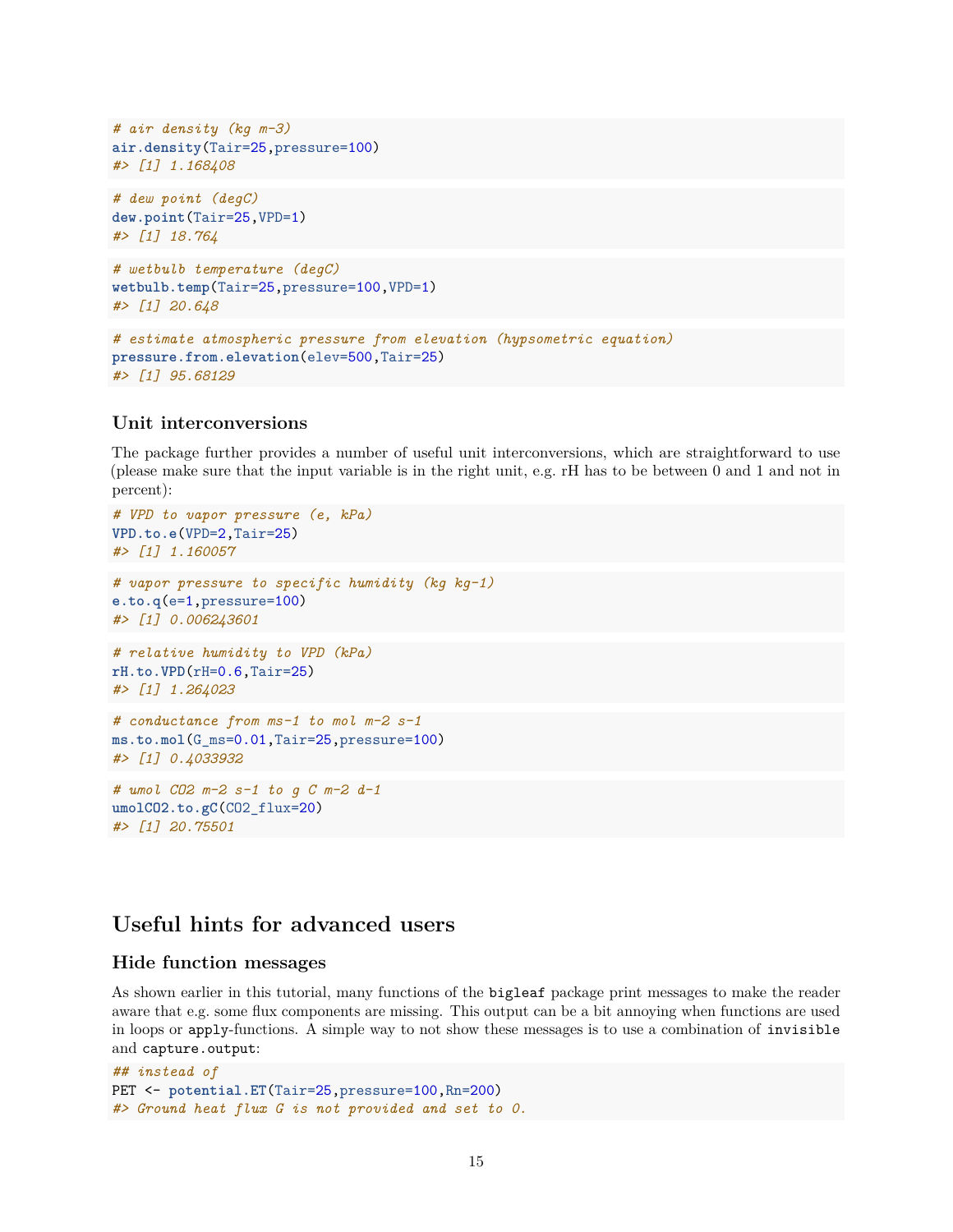```r
# air density (kg m-3)
air.density(Tair=25,pressure=100)
#> [1] 1.168408
```

```r
# dew point (degC)
dew.point(Tair=25,VPD=1)
#> [1] 18.764
```

```r
# wetbulb temperature (degC)
wetbulb.temp(Tair=25,pressure=100,VPD=1)
#> [1] 20.648
```

```r
# estimate atmospheric pressure from elevation (hypsometric equation)
pressure.from.elevation(elev=500,Tair=25)
#> [1] 95.68129
```

### Unit interconversions

The package further provides a number of useful unit interconversions, which are straightforward to use (please make sure that the input variable is in the right unit, e.g. rH has to be between 0 and 1 and not in percent):

```r
# VPD to vapor pressure (e, kPa)
VPD.to.e(VPD=2,Tair=25)
#> [1] 1.160057
```

```r
# vapor pressure to specific humidity (kg kg-1)
e.to.q(e=1,pressure=100)
#> [1] 0.006243601
```

```r
# relative humidity to VPD (kPa)
rH.to.VPD(rH=0.6,Tair=25)
#> [1] 1.264023
```

```r
# conductance from ms-1 to mol m-2 s-1
ms.to.mol(G_ms=0.01,Tair=25,pressure=100)
#> [1] 0.4033932
```

```r
# umol CO2 m-2 s-1 to g C m-2 d-1
umolCO2.to.gC(CO2_flux=20)
#> [1] 20.75501
```

## Useful hints for advanced users

### Hide function messages

As shown earlier in this tutorial, many functions of the `bigleaf` package print messages to make the reader aware that e.g. some flux components are missing. This output can be a bit annoying when functions are used in loops or `apply`-functions. A simple way to not show these messages is to use a combination of `invisible` and `capture.output`:

```r
## instead of
PET <- potential.ET(Tair=25,pressure=100,Rn=200)
#> Ground heat flux G is not provided and set to 0.
```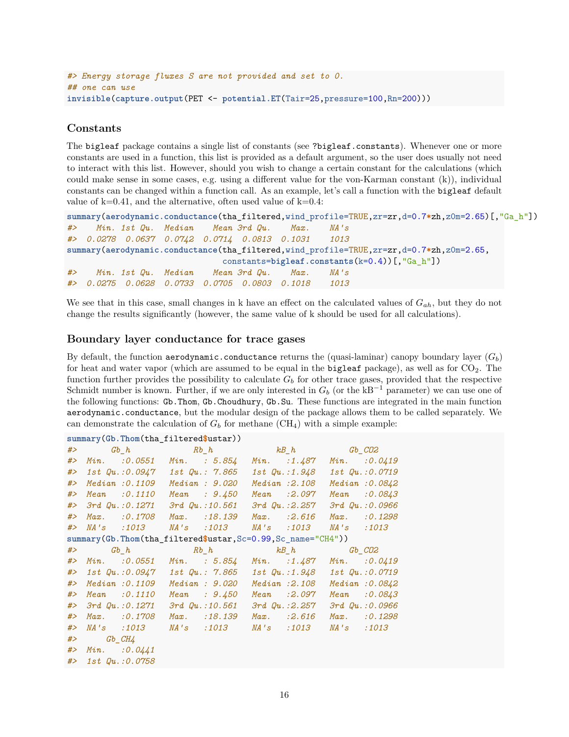```
#> Energy storage fluxes S are not provided and set to 0.
## one can use
invisible(capture.output(PET <- potential.ET(Tair=25,pressure=100,Rn=200)))
```

### Constants

The bigleaf package contains a single list of constants (see ?bigleaf.constants). Whenever one or more constants are used in a function, this list is provided as a default argument, so the user does usually not need to interact with this list. However, should you wish to change a certain constant for the calculations (which could make sense in some cases, e.g. using a different value for the von-Karman constant (k)), individual constants can be changed within a function call. As an example, let's call a function with the bigleaf default value of k=0.41, and the alternative, often used value of k=0.4:

```
summary(aerodynamic.conductance(tha_filtered,wind_profile=TRUE,zr=zr,d=0.7*zh,z0m=2.65)[,"Ga_h"])
#>    Min. 1st Qu.  Median    Mean 3rd Qu.    Max.    NA's 
#>  0.0278  0.0637  0.0742  0.0714  0.0813  0.1031    1013 
summary(aerodynamic.conductance(tha_filtered,wind_profile=TRUE,zr=zr,d=0.7*zh,z0m=2.65,
                                constants=bigleaf.constants(k=0.4))[,"Ga_h"])
#>    Min. 1st Qu.  Median    Mean 3rd Qu.    Max.    NA's 
#>  0.0275  0.0628  0.0733  0.0705  0.0803  0.1018    1013
```

We see that in this case, small changes in k have an effect on the calculated values of $G_{ah}$, but they do not change the results significantly (however, the same value of k should be used for all calculations).

### Boundary layer conductance for trace gases

By default, the function aerodynamic.conductance returns the (quasi-laminar) canopy boundary layer ($G_b$) for heat and water vapor (which are assumed to be equal in the bigleaf package), as well as for $CO_2$. The function further provides the possibility to calculate $G_b$ for other trace gases, provided that the respective Schmidt number is known. Further, if we are only interested in $G_b$ (or the $kB^{-1}$ parameter) we can use one of the following functions: Gb.Thom, Gb.Choudhury, Gb.Su. These functions are integrated in the main function aerodynamic.conductance, but the modular design of the package allows them to be called separately. We can demonstrate the calculation of $G_b$ for methane ($CH_4$) with a simple example:

```
summary(Gb.Thom(tha_filtered$ustar))
#>       Gb_h             Rb_h             kB_h           Gb_CO2      
#>  Min.   :0.0551   Min.   : 5.854   Min.   :1.487   Min.   :0.0419  
#>  1st Qu.:0.0947   1st Qu.: 7.865   1st Qu.:1.948   1st Qu.:0.0719  
#>  Median :0.1109   Median : 9.020   Median :2.108   Median :0.0842  
#>  Mean   :0.1110   Mean   : 9.450   Mean   :2.097   Mean   :0.0843  
#>  3rd Qu.:0.1271   3rd Qu.:10.561   3rd Qu.:2.257   3rd Qu.:0.0966  
#>  Max.   :0.1708   Max.   :18.139   Max.   :2.616   Max.   :0.1298  
#>  NA's   :1013     NA's   :1013     NA's   :1013    NA's   :1013    
summary(Gb.Thom(tha_filtered$ustar,Sc=0.99,Sc_name="CH4"))
#>       Gb_h             Rb_h             kB_h           Gb_CO2      
#>  Min.   :0.0551   Min.   : 5.854   Min.   :1.487   Min.   :0.0419  
#>  1st Qu.:0.0947   1st Qu.: 7.865   1st Qu.:1.948   1st Qu.:0.0719  
#>  Median :0.1109   Median : 9.020   Median :2.108   Median :0.0842  
#>  Mean   :0.1110   Mean   : 9.450   Mean   :2.097   Mean   :0.0843  
#>  3rd Qu.:0.1271   3rd Qu.:10.561   3rd Qu.:2.257   3rd Qu.:0.0966  
#>  Max.   :0.1708   Max.   :18.139   Max.   :2.616   Max.   :0.1298  
#>  NA's   :1013     NA's   :1013     NA's   :1013    NA's   :1013    
#>      Gb_CH4      
#>  Min.   :0.0441  
#>  1st Qu.:0.0758
```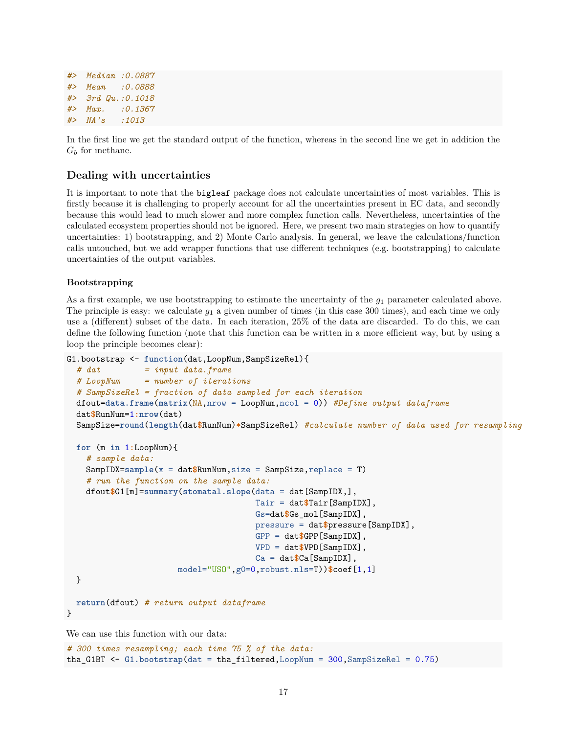```
#>  Median :0.0887
#>  Mean   :0.0888
#>  3rd Qu.:0.1018
#>  Max.   :0.1367
#>  NA's   :1013
```

In the first line we get the standard output of the function, whereas in the second line we get in addition the $G_b$ for methane.

## Dealing with uncertainties

It is important to note that the `bigleaf` package does not calculate uncertainties of most variables. This is firstly because it is challenging to properly account for all the uncertainties present in EC data, and secondly because this would lead to much slower and more complex function calls. Nevertheless, uncertainties of the calculated ecosystem properties should not be ignored. Here, we present two main strategies on how to quantify uncertainties: 1) bootstrapping, and 2) Monte Carlo analysis. In general, we leave the calculations/function calls untouched, but we add wrapper functions that use different techniques (e.g. bootstrapping) to calculate uncertainties of the output variables.

### Bootstrapping

As a first example, we use bootstrapping to estimate the uncertainty of the $g_1$ parameter calculated above. The principle is easy: we calculate $g_1$ a given number of times (in this case 300 times), and each time we only use a (different) subset of the data. In each iteration, 25% of the data are discarded. To do this, we can define the following function (note that this function can be written in a more efficient way, but by using a loop the principle becomes clear):

```
G1.bootstrap <- function(dat,LoopNum,SampSizeRel){
  # dat         = input data.frame
  # LoopNum     = number of iterations
  # SampSizeRel = fraction of data sampled for each iteration
  dfout=data.frame(matrix(NA,nrow = LoopNum,ncol = 0)) #Define output dataframe
  dat$RunNum=1:nrow(dat)
  SampSize=round(length(dat$RunNum)*SampSizeRel) #calculate number of data used for resampling

  for (m in 1:LoopNum){
    # sample data:
    SampIDX=sample(x = dat$RunNum,size = SampSize,replace = T)
    # run the function on the sample data:
    dfout$G1[m]=summary(stomatal.slope(data = dat[SampIDX,],
                                      Tair = dat$Tair[SampIDX],
                                      Gs=dat$Gs_mol[SampIDX],
                                      pressure = dat$pressure[SampIDX],
                                      GPP = dat$GPP[SampIDX],
                                      VPD = dat$VPD[SampIDX],
                                      Ca = dat$Ca[SampIDX],
                       model="USO",g0=0,robust.nls=T))$coef[1,1]
  }

  return(dfout) # return output dataframe
}
```

We can use this function with our data:

```
# 300 times resampling; each time 75 % of the data:
tha_G1BT <- G1.bootstrap(dat = tha_filtered,LoopNum = 300,SampSizeRel = 0.75)
```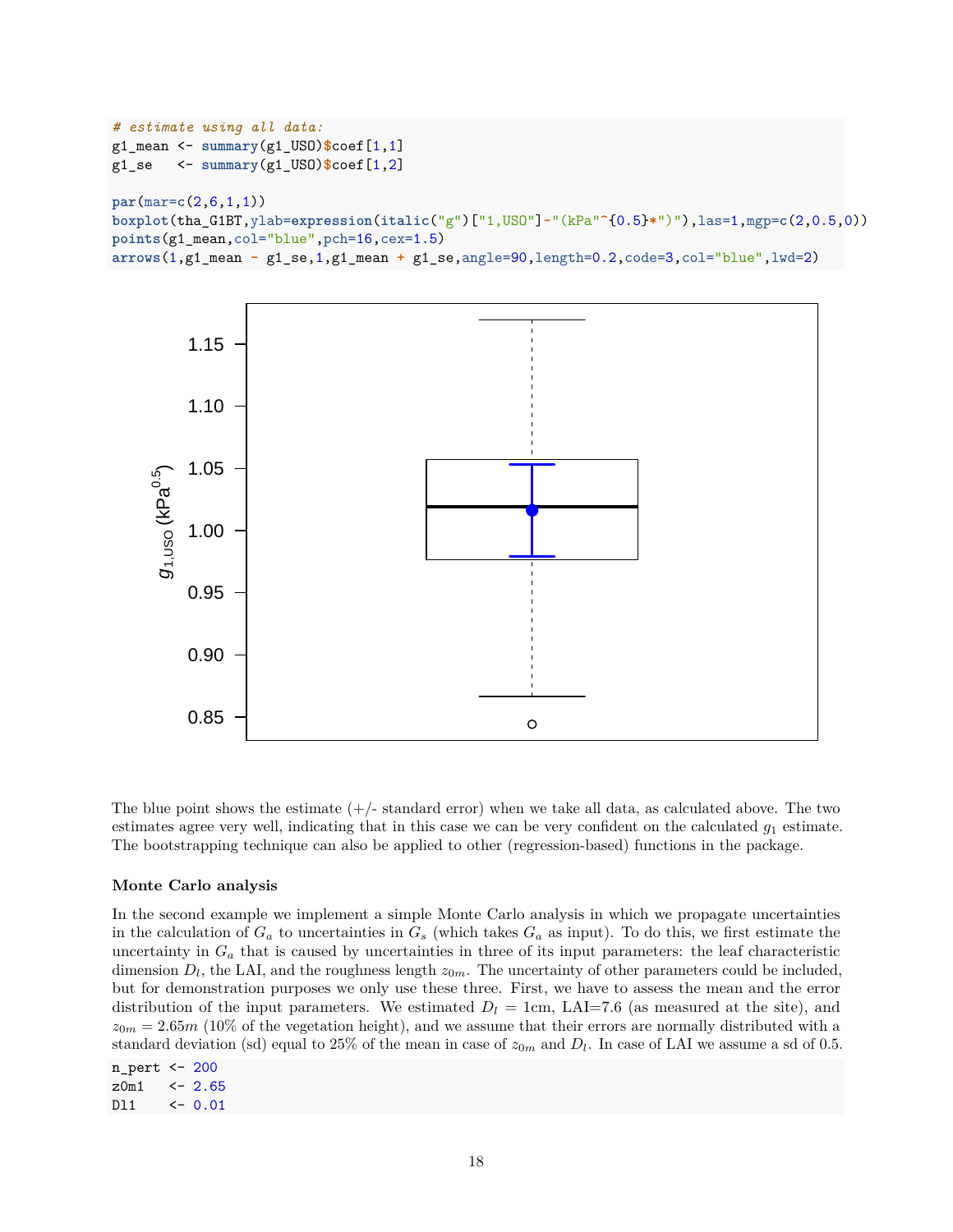```r
# estimate using all data:
g1_mean <- summary(g1_USO)$coef[1,1]
g1_se   <- summary(g1_USO)$coef[1,2]

par(mar=c(2,6,1,1))
boxplot(tha_G1BT,ylab=expression(italic("g")["1,USO"]~"(kPa"^{0.5}*")"),las=1,mgp=c(2,0.5,0))
points(g1_mean,col="blue",pch=16,cex=1.5)
arrows(1,g1_mean - g1_se,1,g1_mean + g1_se,angle=90,length=0.2,code=3,col="blue",lwd=2)
```

The blue point shows the estimate (+/- standard error) when we take all data, as calculated above. The two estimates agree very well, indicating that in this case we can be very confident on the calculated $g_1$ estimate. The bootstrapping technique can also be applied to other (regression-based) functions in the package.

**Monte Carlo analysis**

In the second example we implement a simple Monte Carlo analysis in which we propagate uncertainties in the calculation of $G_a$ to uncertainties in $G_s$ (which takes $G_a$ as input). To do this, we first estimate the uncertainty in $G_a$ that is caused by uncertainties in three of its input parameters: the leaf characteristic dimension $D_l$, the LAI, and the roughness length $z_{0m}$. The uncertainty of other parameters could be included, but for demonstration purposes we only use these three. First, we have to assess the mean and the error distribution of the input parameters. We estimated $D_l$ = 1cm, LAI=7.6 (as measured at the site), and $z_{0m} = 2.65m$ (10% of the vegetation height), and we assume that their errors are normally distributed with a standard deviation (sd) equal to 25% of the mean in case of $z_{0m}$ and $D_l$. In case of LAI we assume a sd of 0.5.

```r
n_pert <- 200
z0m1   <- 2.65
Dl1    <- 0.01
```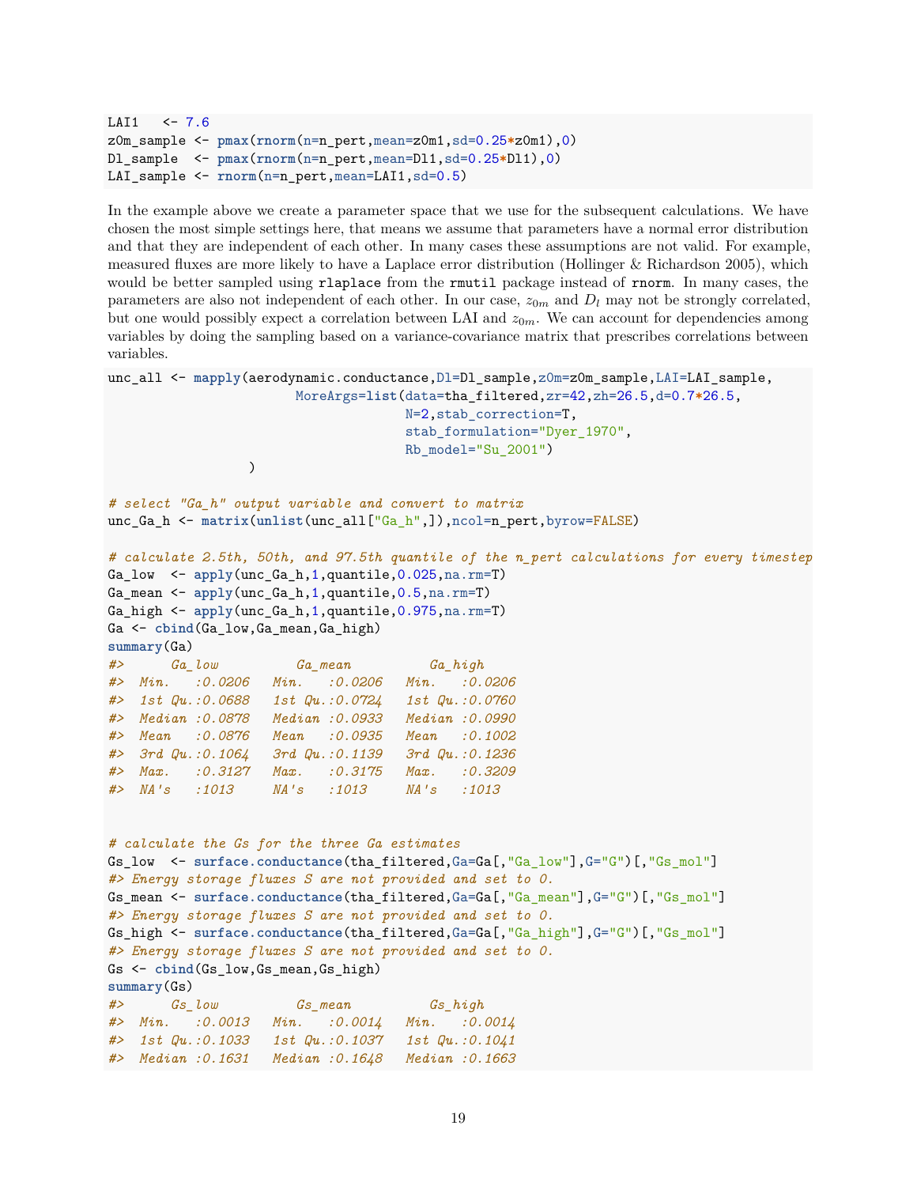```
LAI1   <- 7.6
z0m_sample <- pmax(rnorm(n=n_pert,mean=z0m1,sd=0.25*z0m1),0)
Dl_sample  <- pmax(rnorm(n=n_pert,mean=Dl1,sd=0.25*Dl1),0)
LAI_sample <- rnorm(n=n_pert,mean=LAI1,sd=0.5)
```

In the example above we create a parameter space that we use for the subsequent calculations. We have chosen the most simple settings here, that means we assume that parameters have a normal error distribution and that they are independent of each other. In many cases these assumptions are not valid. For example, measured fluxes are more likely to have a Laplace error distribution (Hollinger & Richardson 2005), which would be better sampled using `rlaplace` from the `rmutil` package instead of `rnorm`. In many cases, the parameters are also not independent of each other. In our case, $z_{0m}$ and $D_l$ may not be strongly correlated, but one would possibly expect a correlation between LAI and $z_{0m}$. We can account for dependencies among variables by doing the sampling based on a variance-covariance matrix that prescribes correlations between variables.

```
unc_all <- mapply(aerodynamic.conductance,Dl=Dl_sample,z0m=z0m_sample,LAI=LAI_sample,
                        MoreArgs=list(data=tha_filtered,zr=42,zh=26.5,d=0.7*26.5,
                                      N=2,stab_correction=T,
                                      stab_formulation="Dyer_1970",
                                      Rb_model="Su_2001")
                  )

# select "Ga_h" output variable and convert to matrix
unc_Ga_h <- matrix(unlist(unc_all["Ga_h",]),ncol=n_pert,byrow=FALSE)

# calculate 2.5th, 50th, and 97.5th quantile of the n_pert calculations for every timestep
Ga_low  <- apply(unc_Ga_h,1,quantile,0.025,na.rm=T)
Ga_mean <- apply(unc_Ga_h,1,quantile,0.5,na.rm=T)
Ga_high <- apply(unc_Ga_h,1,quantile,0.975,na.rm=T)
Ga <- cbind(Ga_low,Ga_mean,Ga_high)
summary(Ga)
#>      Ga_low           Ga_mean           Ga_high
#>  Min.   :0.0206   Min.   :0.0206   Min.   :0.0206
#>  1st Qu.:0.0688   1st Qu.:0.0724   1st Qu.:0.0760
#>  Median :0.0878   Median :0.0933   Median :0.0990
#>  Mean   :0.0876   Mean   :0.0935   Mean   :0.1002
#>  3rd Qu.:0.1064   3rd Qu.:0.1139   3rd Qu.:0.1236
#>  Max.   :0.3127   Max.   :0.3175   Max.   :0.3209
#>  NA's   :1013     NA's   :1013     NA's   :1013


# calculate the Gs for the three Ga estimates
Gs_low  <- surface.conductance(tha_filtered,Ga=Ga[,"Ga_low"],G="G")[,"Gs_mol"]
#> Energy storage fluxes S are not provided and set to 0.
Gs_mean <- surface.conductance(tha_filtered,Ga=Ga[,"Ga_mean"],G="G")[,"Gs_mol"]
#> Energy storage fluxes S are not provided and set to 0.
Gs_high <- surface.conductance(tha_filtered,Ga=Ga[,"Ga_high"],G="G")[,"Gs_mol"]
#> Energy storage fluxes S are not provided and set to 0.
Gs <- cbind(Gs_low,Gs_mean,Gs_high)
summary(Gs)
#>      Gs_low           Gs_mean           Gs_high
#>  Min.   :0.0013   Min.   :0.0014   Min.   :0.0014
#>  1st Qu.:0.1033   1st Qu.:0.1037   1st Qu.:0.1041
#>  Median :0.1631   Median :0.1648   Median :0.1663
```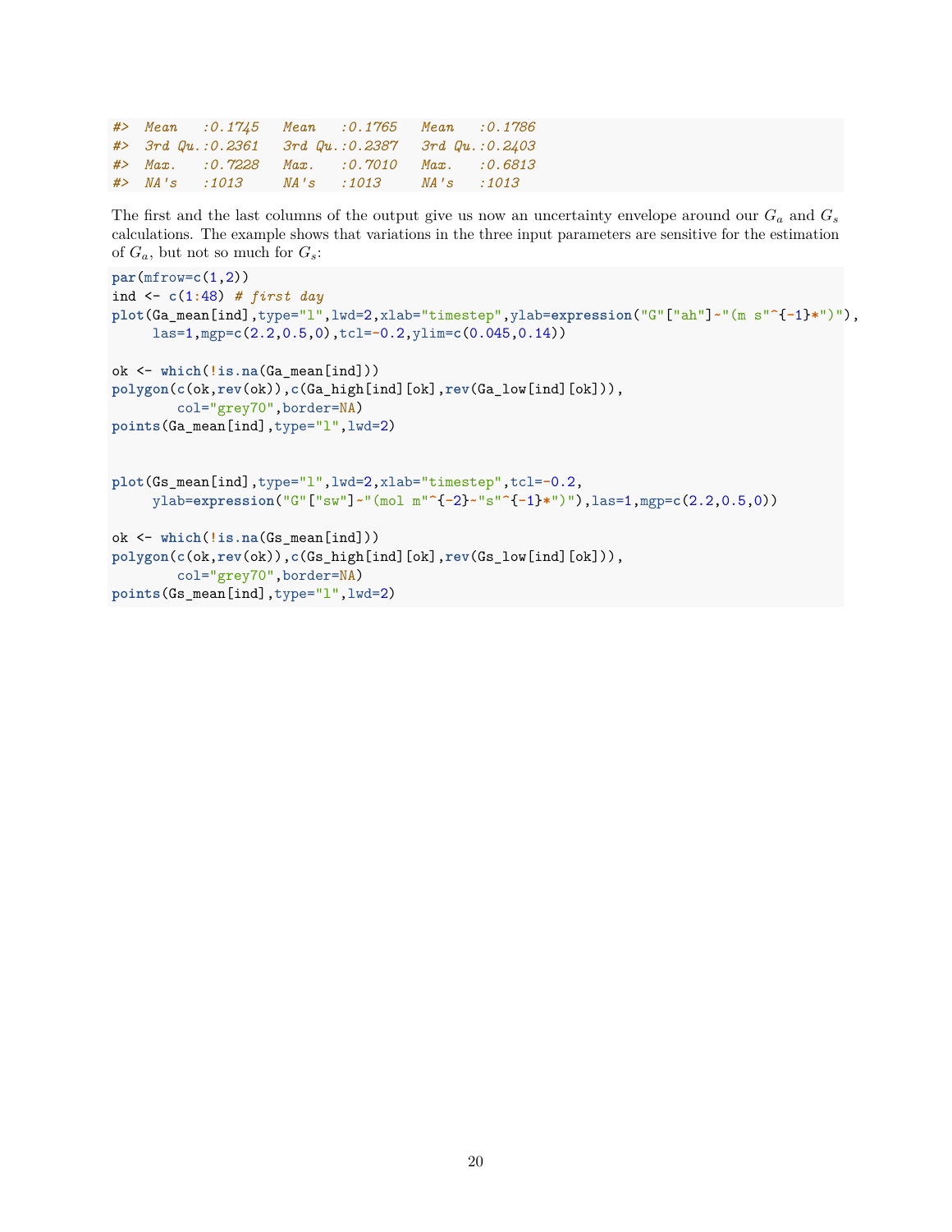```
#>  Mean   :0.1745   Mean   :0.1765   Mean   :0.1786  
#>  3rd Qu.:0.2361   3rd Qu.:0.2387   3rd Qu.:0.2403  
#>  Max.   :0.7228   Max.   :0.7010   Max.   :0.6813  
#>  NA's   :1013     NA's   :1013     NA's   :1013
```

The first and the last columns of the output give us now an uncertainty envelope around our $G_a$ and $G_s$ calculations. The example shows that variations in the three input parameters are sensitive for the estimation of $G_a$, but not so much for $G_s$:

```
par(mfrow=c(1,2))
ind <- c(1:48) # first day
plot(Ga_mean[ind],type="l",lwd=2,xlab="timestep",ylab=expression("G"["ah"]~"(m s"^{-1}*")"),
     las=1,mgp=c(2.2,0.5,0),tcl=-0.2,ylim=c(0.045,0.14))

ok <- which(!is.na(Ga_mean[ind]))
polygon(c(ok,rev(ok)),c(Ga_high[ind][ok],rev(Ga_low[ind][ok])),
        col="grey70",border=NA)
points(Ga_mean[ind],type="l",lwd=2)


plot(Gs_mean[ind],type="l",lwd=2,xlab="timestep",tcl=-0.2,
     ylab=expression("G"["sw"]~"(mol m"^{-2}~"s"^{-1}*")"),las=1,mgp=c(2.2,0.5,0))

ok <- which(!is.na(Gs_mean[ind]))
polygon(c(ok,rev(ok)),c(Gs_high[ind][ok],rev(Gs_low[ind][ok])),
        col="grey70",border=NA)
points(Gs_mean[ind],type="l",lwd=2)
```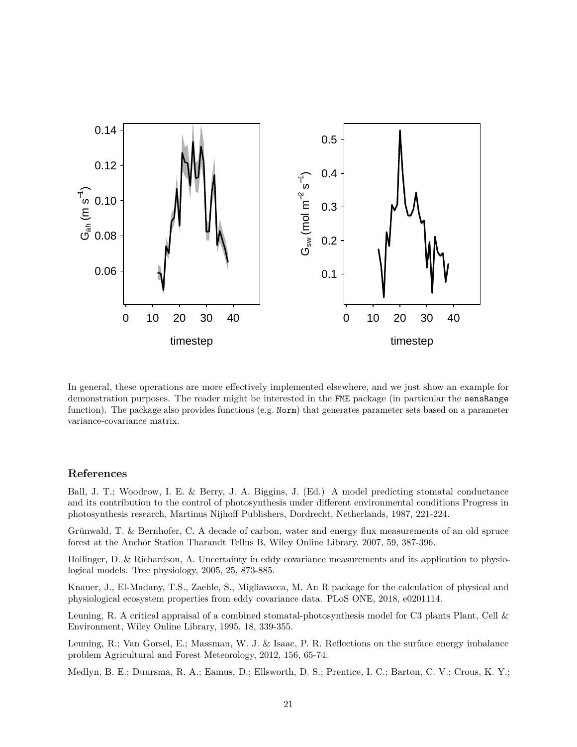In general, these operations are more effectively implemented elsewhere, and we just show an example for demonstration purposes. The reader might be interested in the `FME` package (in particular the `sensRange` function). The package also provides functions (e.g. `Norm`) that generates parameter sets based on a parameter variance-covariance matrix.

## References

Ball, J. T.; Woodrow, I. E. & Berry, J. A. Biggins, J. (Ed.) A model predicting stomatal conductance and its contribution to the control of photosynthesis under different environmental conditions Progress in photosynthesis research, Martinus Nijhoff Publishers, Dordrecht, Netherlands, 1987, 221-224.

Grünwald, T. & Bernhofer, C. A decade of carbon, water and energy flux measurements of an old spruce forest at the Anchor Station Tharandt Tellus B, Wiley Online Library, 2007, 59, 387-396.

Hollinger, D. & Richardson, A. Uncertainty in eddy covariance measurements and its application to physiological models. Tree physiology, 2005, 25, 873-885.

Knauer, J., El-Madany, T.S., Zaehle, S., Migliavacca, M. An R package for the calculation of physical and physiological ecosystem properties from eddy covariance data. PLoS ONE, 2018, e0201114.

Leuning, R. A critical appraisal of a combined stomatal-photosynthesis model for C3 plants Plant, Cell & Environment, Wiley Online Library, 1995, 18, 339-355.

Leuning, R.; Van Gorsel, E.; Massman, W. J. & Isaac, P. R. Reflections on the surface energy imbalance problem Agricultural and Forest Meteorology, 2012, 156, 65-74.

Medlyn, B. E.; Duursma, R. A.; Eamus, D.; Ellsworth, D. S.; Prentice, I. C.; Barton, C. V.; Crous, K. Y.;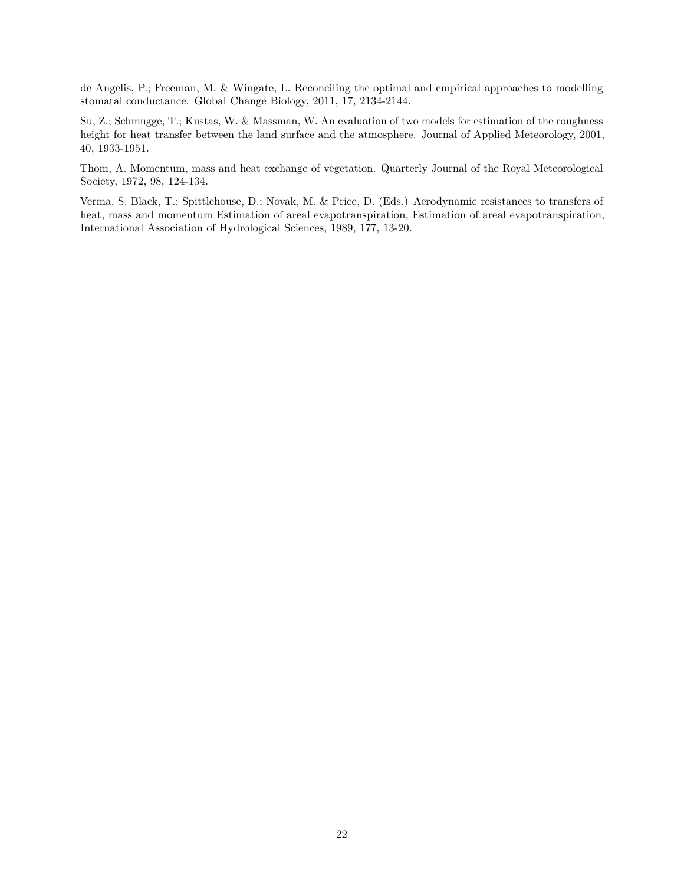de Angelis, P.; Freeman, M. & Wingate, L. Reconciling the optimal and empirical approaches to modelling stomatal conductance. Global Change Biology, 2011, 17, 2134-2144.

Su, Z.; Schmugge, T.; Kustas, W. & Massman, W. An evaluation of two models for estimation of the roughness height for heat transfer between the land surface and the atmosphere. Journal of Applied Meteorology, 2001, 40, 1933-1951.

Thom, A. Momentum, mass and heat exchange of vegetation. Quarterly Journal of the Royal Meteorological Society, 1972, 98, 124-134.

Verma, S. Black, T.; Spittlehouse, D.; Novak, M. & Price, D. (Eds.) Aerodynamic resistances to transfers of heat, mass and momentum Estimation of areal evapotranspiration, Estimation of areal evapotranspiration, International Association of Hydrological Sciences, 1989, 177, 13-20.